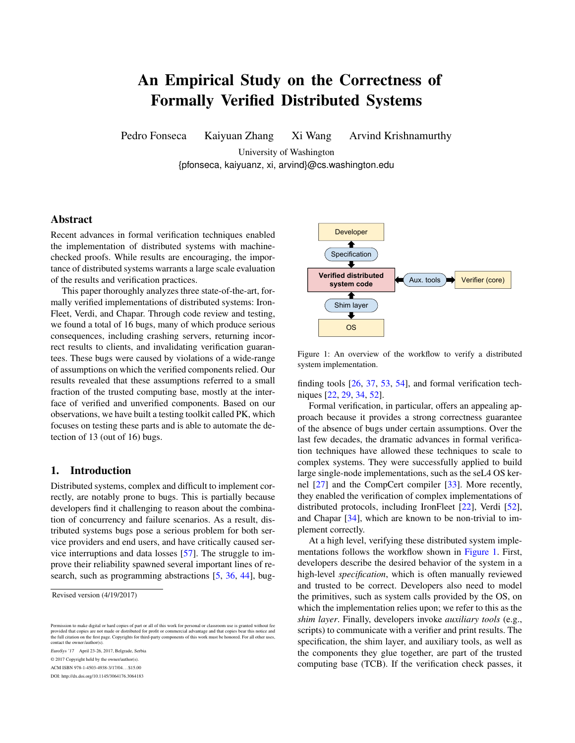# An Empirical Study on the Correctness of Formally Verified Distributed Systems

Pedro Fonseca Kaiyuan Zhang Xi Wang Arvind Krishnamurthy

University of Washington

{pfonseca, kaiyuanz, xi, arvind}@cs.washington.edu

## Abstract

Recent advances in formal verification techniques enabled the implementation of distributed systems with machine-checked proofs. While results are encouraging, the importance of distributed systems warrants a large scale evaluation of the results and verification practices.

This paper thoroughly analyzes three state-of-the-art, formally verified implementations of distributed systems: IronFleet, Verdi, and Chapar. Through code review and testing, we found a total of 16 bugs, many of which produce serious consequences, including crashing servers, returning incorrect results to clients, and invalidating verification guarantees. These bugs were caused by violations of a wide-range of assumptions on which the verified components relied. Our results revealed that these assumptions referred to a small fraction of the trusted computing base, mostly at the interface of verified and unverified components. Based on our observations, we have built a testing toolkit called PK, which focuses on testing these parts and is able to automate the detection of 13 (out of 16) bugs.

## 1. Introduction

Distributed systems, complex and difficult to implement correctly, are notably prone to bugs. This is partially because developers find it challenging to reason about the combination of concurrency and failure scenarios. As a result, distributed systems bugs pose a serious problem for both service providers and end users, and have critically caused service interruptions and data losses [57]. The struggle to improve their reliability spawned several important lines of research, such as programming abstractions [5, 36, 44], bug-finding tools [26, 37, 53, 54], and formal verification techniques [22, 29, 34, 52].

Formal verification, in particular, offers an appealing approach because it provides a strong correctness guarantee of the absence of bugs under certain assumptions. Over the last few decades, the dramatic advances in formal verification techniques have allowed these techniques to scale to complex systems. They were successfully applied to build large single-node implementations, such as the seL4 OS kernel [27] and the CompCert compiler [33]. More recently, they enabled the verification of complex implementations of distributed protocols, including IronFleet [22], Verdi [52], and Chapar [34], which are known to be non-trivial to implement correctly.

At a high level, verifying these distributed system implementations follows the workflow shown in Figure 1. First, developers describe the desired behavior of the system in a high-level *specification*, which is often manually reviewed and trusted to be correct. Developers also need to model the primitives, such as system calls provided by the OS, on which the implementation relies upon; we refer to this as the *shim layer*. Finally, developers invoke *auxiliary tools* (e.g., scripts) to communicate with a verifier and print results. The specification, the shim layer, and auxiliary tools, as well as the components they glue together, are part of the trusted computing base (TCB). If the verification check passes, it

Figure 1: An overview of the workflow to verify a distributed system implementation.

Revised version (4/19/2017)

Permission to make digital or hard copies of part or all of this work for personal or classroom use is granted without fee provided that copies are not made or distributed for profit or commercial advantage and that copies bear this notice and the full citation on the first page. Copyrights for third-party components of this work must be honored. For all other uses, contact the owner/author(s).

*EuroSys '17* April 23-26, 2017, Belgrade, Serbia

© 2017 Copyright held by the owner/author(s).

ACM ISBN 978-1-4503-4938-3/17/04... $15.00

DOI: http://dx.doi.org/10.1145/3064176.3064183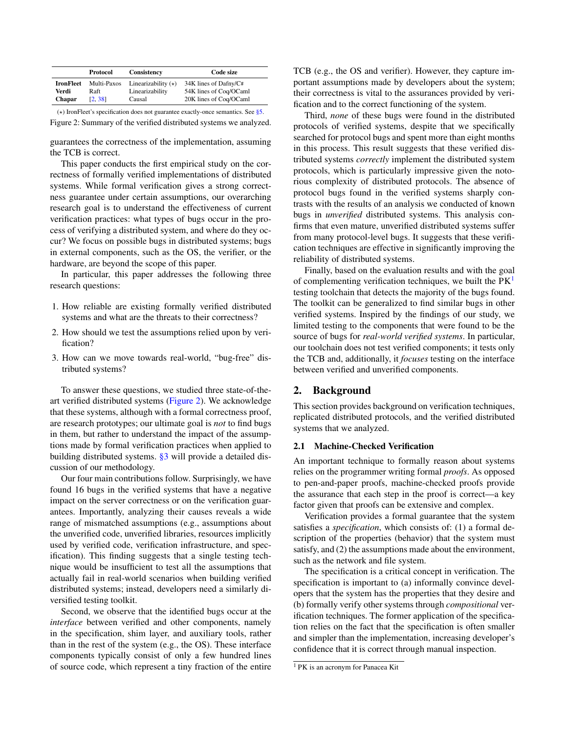|  | Protocol | Consistency | Code size |
|---|---|---|---|
| **IronFleet** | Multi-Paxos | Linearizability (⋆) | 34K lines of Dafny/C# |
| **Verdi** | Raft | Linearizability | 54K lines of Coq/OCaml |
| **Chapar** | [2, 38] | Causal | 20K lines of Coq/OCaml |

(⋆) IronFleet's specification does not guarantee exactly-once semantics. See §5.

Figure 2: Summary of the verified distributed systems we analyzed.

guarantees the correctness of the implementation, assuming the TCB is correct.

This paper conducts the first empirical study on the correctness of formally verified implementations of distributed systems. While formal verification gives a strong correctness guarantee under certain assumptions, our overarching research goal is to understand the effectiveness of current verification practices: what types of bugs occur in the process of verifying a distributed system, and where do they occur? We focus on possible bugs in distributed systems; bugs in external components, such as the OS, the verifier, or the hardware, are beyond the scope of this paper.

In particular, this paper addresses the following three research questions:

1. How reliable are existing formally verified distributed systems and what are the threats to their correctness?
2. How should we test the assumptions relied upon by verification?
3. How can we move towards real-world, "bug-free" distributed systems?

To answer these questions, we studied three state-of-the-art verified distributed systems (Figure 2). We acknowledge that these systems, although with a formal correctness proof, are research prototypes; our ultimate goal is *not* to find bugs in them, but rather to understand the impact of the assumptions made by formal verification practices when applied to building distributed systems. §3 will provide a detailed discussion of our methodology.

Our four main contributions follow. Surprisingly, we have found 16 bugs in the verified systems that have a negative impact on the server correctness or on the verification guarantees. Importantly, analyzing their causes reveals a wide range of mismatched assumptions (e.g., assumptions about the unverified code, unverified libraries, resources implicitly used by verified code, verification infrastructure, and specification). This finding suggests that a single testing technique would be insufficient to test all the assumptions that actually fail in real-world scenarios when building verified distributed systems; instead, developers need a similarly diversified testing toolkit.

Second, we observe that the identified bugs occur at the *interface* between verified and other components, namely in the specification, shim layer, and auxiliary tools, rather than in the rest of the system (e.g., the OS). These interface components typically consist of only a few hundred lines of source code, which represent a tiny fraction of the entire TCB (e.g., the OS and verifier). However, they capture important assumptions made by developers about the system; their correctness is vital to the assurances provided by verification and to the correct functioning of the system.

Third, *none* of these bugs were found in the distributed protocols of verified systems, despite that we specifically searched for protocol bugs and spent more than eight months in this process. This result suggests that these verified distributed systems *correctly* implement the distributed system protocols, which is particularly impressive given the notorious complexity of distributed protocols. The absence of protocol bugs found in the verified systems sharply contrasts with the results of an analysis we conducted of known bugs in *unverified* distributed systems. This analysis confirms that even mature, unverified distributed systems suffer from many protocol-level bugs. It suggests that these verification techniques are effective in significantly improving the reliability of distributed systems.

Finally, based on the evaluation results and with the goal of complementing verification techniques, we built the PK[1] testing toolchain that detects the majority of the bugs found. The toolkit can be generalized to find similar bugs in other verified systems. Inspired by the findings of our study, we limited testing to the components that were found to be the source of bugs for *real-world verified systems*. In particular, our toolchain does not test verified components; it tests only the TCB and, additionally, it *focuses* testing on the interface between verified and unverified components.

## 2. Background

This section provides background on verification techniques, replicated distributed protocols, and the verified distributed systems that we analyzed.

### 2.1 Machine-Checked Verification

An important technique to formally reason about systems relies on the programmer writing formal *proofs*. As opposed to pen-and-paper proofs, machine-checked proofs provide the assurance that each step in the proof is correct—a key factor given that proofs can be extensive and complex.

Verification provides a formal guarantee that the system satisfies a *specification*, which consists of: (1) a formal description of the properties (behavior) that the system must satisfy, and (2) the assumptions made about the environment, such as the network and file system.

The specification is a critical concept in verification. The specification is important to (a) informally convince developers that the system has the properties that they desire and (b) formally verify other systems through *compositional* verification techniques. The former application of the specification relies on the fact that the specification is often smaller and simpler than the implementation, increasing developer's confidence that it is correct through manual inspection.

[1] PK is an acronym for Panacea Kit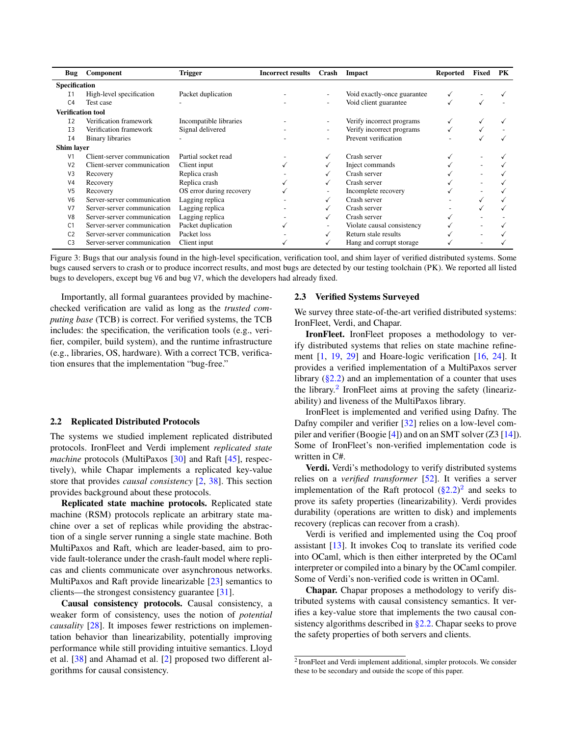| Bug | Component | Trigger | Incorrect results | Crash | Impact | Reported | Fixed | PK |
|---|---|---|---|---|---|---|---|---|
| **Specification** | | | | | | | | |
| I1 | High-level specification | Packet duplication | - | - | Void exactly-once guarantee | ✓ | - | ✓ |
| C4 | Test case | - | - | - | Void client guarantee | ✓ | ✓ | - |
| **Verification tool** | | | | | | | | |
| I2 | Verification framework | Incompatible libraries | - | - | Verify incorrect programs | ✓ | ✓ | ✓ |
| I3 | Verification framework | Signal delivered | - | - | Verify incorrect programs | ✓ | ✓ | - |
| I4 | Binary libraries | - | - | - | Prevent verification | - | ✓ | ✓ |
| **Shim layer** | | | | | | | | |
| V1 | Client-server communication | Partial socket read | - | ✓ | Crash server | ✓ | - | ✓ |
| V2 | Client-server communication | Client input | ✓ | ✓ | Inject commands | ✓ | - | ✓ |
| V3 | Recovery | Replica crash | - | ✓ | Crash server | ✓ | - | ✓ |
| V4 | Recovery | Replica crash | ✓ | ✓ | Crash server | ✓ | - | ✓ |
| V5 | Recovery | OS error during recovery | ✓ | - | Incomplete recovery | ✓ | - | ✓ |
| V6 | Server-server communication | Lagging replica | - | ✓ | Crash server | - | ✓ | ✓ |
| V7 | Server-server communication | Lagging replica | - | ✓ | Crash server | - | ✓ | ✓ |
| V8 | Server-server communication | Lagging replica | - | ✓ | Crash server | ✓ | - | - |
| C1 | Server-server communication | Packet duplication | ✓ | - | Violate causal consistency | ✓ | - | ✓ |
| C2 | Server-server communication | Packet loss | - | ✓ | Return stale results | ✓ | - | ✓ |
| C3 | Server-server communication | Client input | ✓ | ✓ | Hang and corrupt storage | ✓ | - | ✓ |

Figure 3: Bugs that our analysis found in the high-level specification, verification tool, and shim layer of verified distributed systems. Some bugs caused servers to crash or to produce incorrect results, and most bugs are detected by our testing toolchain (PK). We reported all listed bugs to developers, except bug V6 and bug V7, which the developers had already fixed.

Importantly, all formal guarantees provided by machine-checked verification are valid as long as the *trusted computing base* (TCB) is correct. For verified systems, the TCB includes: the specification, the verification tools (e.g., verifier, compiler, build system), and the runtime infrastructure (e.g., libraries, OS, hardware). With a correct TCB, verification ensures that the implementation "bug-free."

### 2.2 Replicated Distributed Protocols

The systems we studied implement replicated distributed protocols. IronFleet and Verdi implement *replicated state machine* protocols (MultiPaxos [30] and Raft [45], respectively), while Chapar implements a replicated key-value store that provides *causal consistency* [2, 38]. This section provides background about these protocols.

**Replicated state machine protocols.** Replicated state machine (RSM) protocols replicate an arbitrary state machine over a set of replicas while providing the abstraction of a single server running a single state machine. Both MultiPaxos and Raft, which are leader-based, aim to provide fault-tolerance under the crash-fault model where replicas and clients communicate over asynchronous networks. MultiPaxos and Raft provide linearizable [23] semantics to clients—the strongest consistency guarantee [31].

**Causal consistency protocols.** Causal consistency, a weaker form of consistency, uses the notion of *potential causality* [28]. It imposes fewer restrictions on implementation behavior than linearizability, potentially improving performance while still providing intuitive semantics. Lloyd et al. [38] and Ahamad et al. [2] proposed two different algorithms for causal consistency.

### 2.3 Verified Systems Surveyed

We survey three state-of-the-art verified distributed systems: IronFleet, Verdi, and Chapar.

**IronFleet.** IronFleet proposes a methodology to verify distributed systems that relies on state machine refinement [1, 19, 29] and Hoare-logic verification [16, 24]. It provides a verified implementation of a MultiPaxos server library (§2.2) and an implementation of a counter that uses the library.[2] IronFleet aims at proving the safety (linearizability) and liveness of the MultiPaxos library.

IronFleet is implemented and verified using Dafny. The Dafny compiler and verifier [32] relies on a low-level compiler and verifier (Boogie [4]) and on an SMT solver (Z3 [14]). Some of IronFleet's non-verified implementation code is written in C#.

**Verdi.** Verdi's methodology to verify distributed systems relies on a *verified transformer* [52]. It verifies a server implementation of the Raft protocol (§2.2)[2] and seeks to prove its safety properties (linearizability). Verdi provides durability (operations are written to disk) and implements recovery (replicas can recover from a crash).

Verdi is verified and implemented using the Coq proof assistant [13]. It invokes Coq to translate its verified code into OCaml, which is then either interpreted by the OCaml interpreter or compiled into a binary by the OCaml compiler. Some of Verdi's non-verified code is written in OCaml.

**Chapar.** Chapar proposes a methodology to verify distributed systems with causal consistency semantics. It verifies a key-value store that implements the two causal consistency algorithms described in §2.2. Chapar seeks to prove the safety properties of both servers and clients.

[2] IronFleet and Verdi implement additional, simpler protocols. We consider these to be secondary and outside the scope of this paper.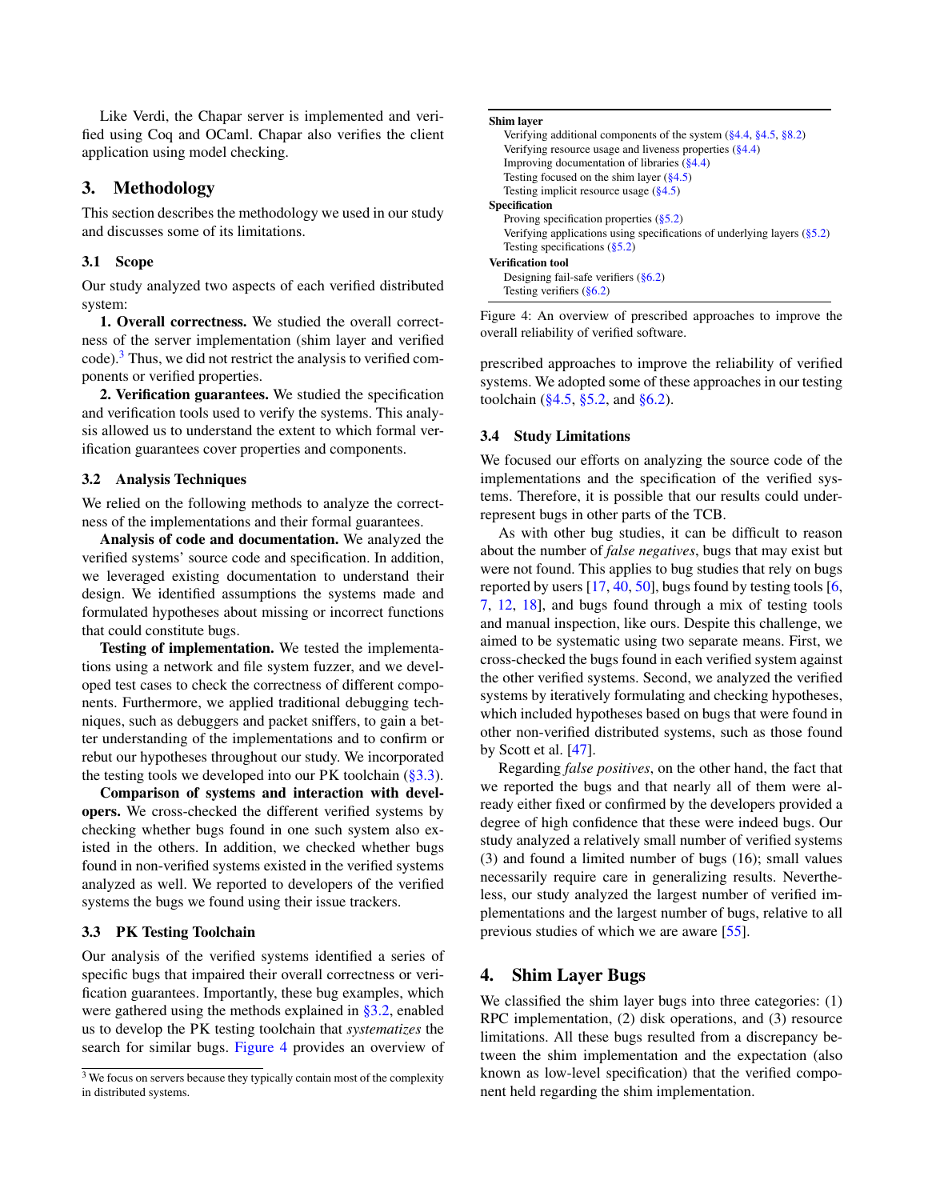Like Verdi, the Chapar server is implemented and verified using Coq and OCaml. Chapar also verifies the client application using model checking.

## 3. Methodology

This section describes the methodology we used in our study and discusses some of its limitations.

### 3.1 Scope

Our study analyzed two aspects of each verified distributed system:

**1. Overall correctness.** We studied the overall correctness of the server implementation (shim layer and verified code).[3] Thus, we did not restrict the analysis to verified components or verified properties.

**2. Verification guarantees.** We studied the specification and verification tools used to verify the systems. This analysis allowed us to understand the extent to which formal verification guarantees cover properties and components.

### 3.2 Analysis Techniques

We relied on the following methods to analyze the correctness of the implementations and their formal guarantees.

**Analysis of code and documentation.** We analyzed the verified systems' source code and specification. In addition, we leveraged existing documentation to understand their design. We identified assumptions the systems made and formulated hypotheses about missing or incorrect functions that could constitute bugs.

**Testing of implementation.** We tested the implementations using a network and file system fuzzer, and we developed test cases to check the correctness of different components. Furthermore, we applied traditional debugging techniques, such as debuggers and packet sniffers, to gain a better understanding of the implementations and to confirm or rebut our hypotheses throughout our study. We incorporated the testing tools we developed into our PK toolchain (§3.3).

**Comparison of systems and interaction with developers.** We cross-checked the different verified systems by checking whether bugs found in one such system also existed in the others. In addition, we checked whether bugs found in non-verified systems existed in the verified systems analyzed as well. We reported to developers of the verified systems the bugs we found using their issue trackers.

### 3.3 PK Testing Toolchain

Our analysis of the verified systems identified a series of specific bugs that impaired their overall correctness or verification guarantees. Importantly, these bug examples, which were gathered using the methods explained in §3.2, enabled us to develop the PK testing toolchain that *systematizes* the search for similar bugs. Figure 4 provides an overview of prescribed approaches to improve the reliability of verified systems. We adopted some of these approaches in our testing toolchain (§4.5, §5.2, and §6.2).

**Shim layer**
- Verifying additional components of the system (§4.4, §4.5, §8.2)
- Verifying resource usage and liveness properties (§4.4)
- Improving documentation of libraries (§4.4)
- Testing focused on the shim layer (§4.5)
- Testing implicit resource usage (§4.5)

**Specification**
- Proving specification properties (§5.2)
- Verifying applications using specifications of underlying layers (§5.2)
- Testing specifications (§5.2)

**Verification tool**
- Designing fail-safe verifiers (§6.2)
- Testing verifiers (§6.2)

Figure 4: An overview of prescribed approaches to improve the overall reliability of verified software.

### 3.4 Study Limitations

We focused our efforts on analyzing the source code of the implementations and the specification of the verified systems. Therefore, it is possible that our results could underrepresent bugs in other parts of the TCB.

As with other bug studies, it can be difficult to reason about the number of *false negatives*, bugs that may exist but were not found. This applies to bug studies that rely on bugs reported by users [17, 40, 50], bugs found by testing tools [6, 7, 12, 18], and bugs found through a mix of testing tools and manual inspection, like ours. Despite this challenge, we aimed to be systematic using two separate means. First, we cross-checked the bugs found in each verified system against the other verified systems. Second, we analyzed the verified systems by iteratively formulating and checking hypotheses, which included hypotheses based on bugs that were found in other non-verified distributed systems, such as those found by Scott et al. [47].

Regarding *false positives*, on the other hand, the fact that we reported the bugs and that nearly all of them were already either fixed or confirmed by the developers provided a degree of high confidence that these were indeed bugs. Our study analyzed a relatively small number of verified systems (3) and found a limited number of bugs (16); small values necessarily require care in generalizing results. Nevertheless, our study analyzed the largest number of verified implementations and the largest number of bugs, relative to all previous studies of which we are aware [55].

## 4. Shim Layer Bugs

We classified the shim layer bugs into three categories: (1) RPC implementation, (2) disk operations, and (3) resource limitations. All these bugs resulted from a discrepancy between the shim implementation and the expectation (also known as low-level specification) that the verified component held regarding the shim implementation.

[3] We focus on servers because they typically contain most of the complexity in distributed systems.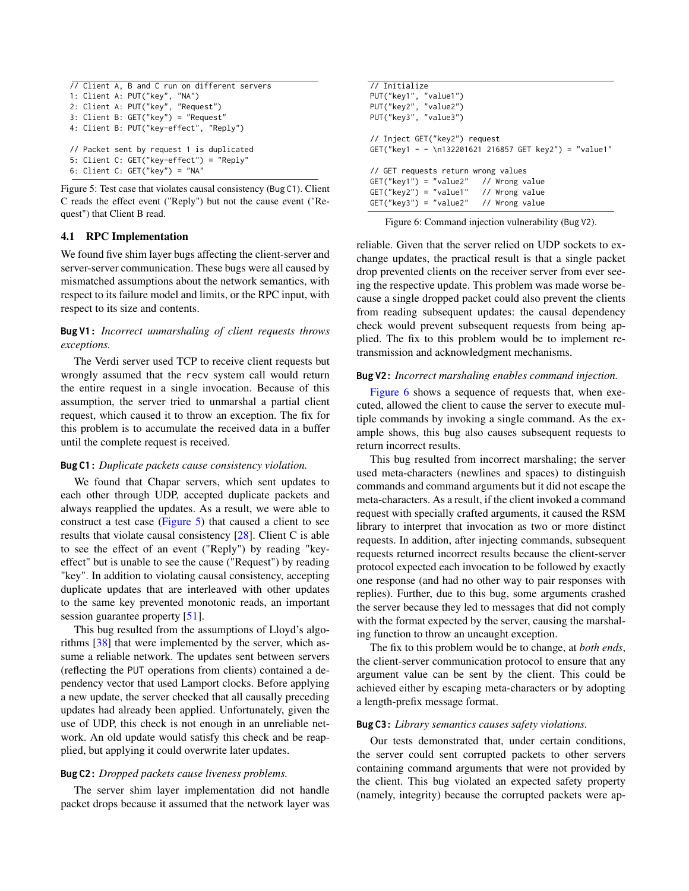```
// Client A, B and C run on different servers
1: Client A: PUT("key", "NA")
2: Client A: PUT("key", "Request")
3: Client B: GET("key") = "Request"
4: Client B: PUT("key-effect", "Reply")

// Packet sent by request 1 is duplicated
5: Client C: GET("key-effect") = "Reply"
6: Client C: GET("key") = "NA"
```

Figure 5: Test case that violates causal consistency (Bug C1). Client C reads the effect event ("Reply") but not the cause event ("Request") that Client B read.

### 4.1 RPC Implementation

We found five shim layer bugs affecting the client-server and server-server communication. These bugs were all caused by mismatched assumptions about the network semantics, with respect to its failure model and limits, or the RPC input, with respect to its size and contents.

**Bug V1:** *Incorrect unmarshaling of client requests throws exceptions.*

The Verdi server used TCP to receive client requests but wrongly assumed that the recv system call would return the entire request in a single invocation. Because of this assumption, the server tried to unmarshal a partial client request, which caused it to throw an exception. The fix for this problem is to accumulate the received data in a buffer until the complete request is received.

**Bug C1:** *Duplicate packets cause consistency violation.*

We found that Chapar servers, which sent updates to each other through UDP, accepted duplicate packets and always reapplied the updates. As a result, we were able to construct a test case (Figure 5) that caused a client to see results that violate causal consistency [28]. Client C is able to see the effect of an event ("Reply") by reading "key-effect" but is unable to see the cause ("Request") by reading "key". In addition to violating causal consistency, accepting duplicate updates that are interleaved with other updates to the same key prevented monotonic reads, an important session guarantee property [51].

This bug resulted from the assumptions of Lloyd's algorithms [38] that were implemented by the server, which assume a reliable network. The updates sent between servers (reflecting the PUT operations from clients) contained a dependency vector that used Lamport clocks. Before applying a new update, the server checked that all causally preceding updates had already been applied. Unfortunately, given the use of UDP, this check is not enough in an unreliable network. An old update would satisfy this check and be reapplied, but applying it could overwrite later updates.

**Bug C2:** *Dropped packets cause liveness problems.*

The server shim layer implementation did not handle packet drops because it assumed that the network layer was reliable. Given that the server relied on UDP sockets to exchange updates, the practical result is that a single packet drop prevented clients on the receiver server from ever seeing the respective update. This problem was made worse because a single dropped packet could also prevent the clients from reading subsequent updates: the causal dependency check would prevent subsequent requests from being applied. The fix to this problem would be to implement retransmission and acknowledgment mechanisms.

```
// Initialize
PUT("key1", "value1")
PUT("key2", "value2")
PUT("key3", "value3")

// Inject GET("key2") request
GET("key1 - - \n132201621 216857 GET key2") = "value1"

// GET requests return wrong values
GET("key1") = "value2"   // Wrong value
GET("key2") = "value1"   // Wrong value
GET("key3") = "value2"   // Wrong value
```

Figure 6: Command injection vulnerability (Bug V2).

**Bug V2:** *Incorrect marshaling enables command injection.*

Figure 6 shows a sequence of requests that, when executed, allowed the client to cause the server to execute multiple commands by invoking a single command. As the example shows, this bug also causes subsequent requests to return incorrect results.

This bug resulted from incorrect marshaling; the server used meta-characters (newlines and spaces) to distinguish commands and command arguments but it did not escape the meta-characters. As a result, if the client invoked a command request with specially crafted arguments, it caused the RSM library to interpret that invocation as two or more distinct requests. In addition, after injecting commands, subsequent requests returned incorrect results because the client-server protocol expected each invocation to be followed by exactly one response (and had no other way to pair responses with replies). Further, due to this bug, some arguments crashed the server because they led to messages that did not comply with the format expected by the server, causing the marshaling function to throw an uncaught exception.

The fix to this problem would be to change, at *both ends*, the client-server communication protocol to ensure that any argument value can be sent by the client. This could be achieved either by escaping meta-characters or by adopting a length-prefix message format.

**Bug C3:** *Library semantics causes safety violations.*

Our tests demonstrated that, under certain conditions, the server could sent corrupted packets to other servers containing command arguments that were not provided by the client. This bug violated an expected safety property (namely, integrity) because the corrupted packets were ap-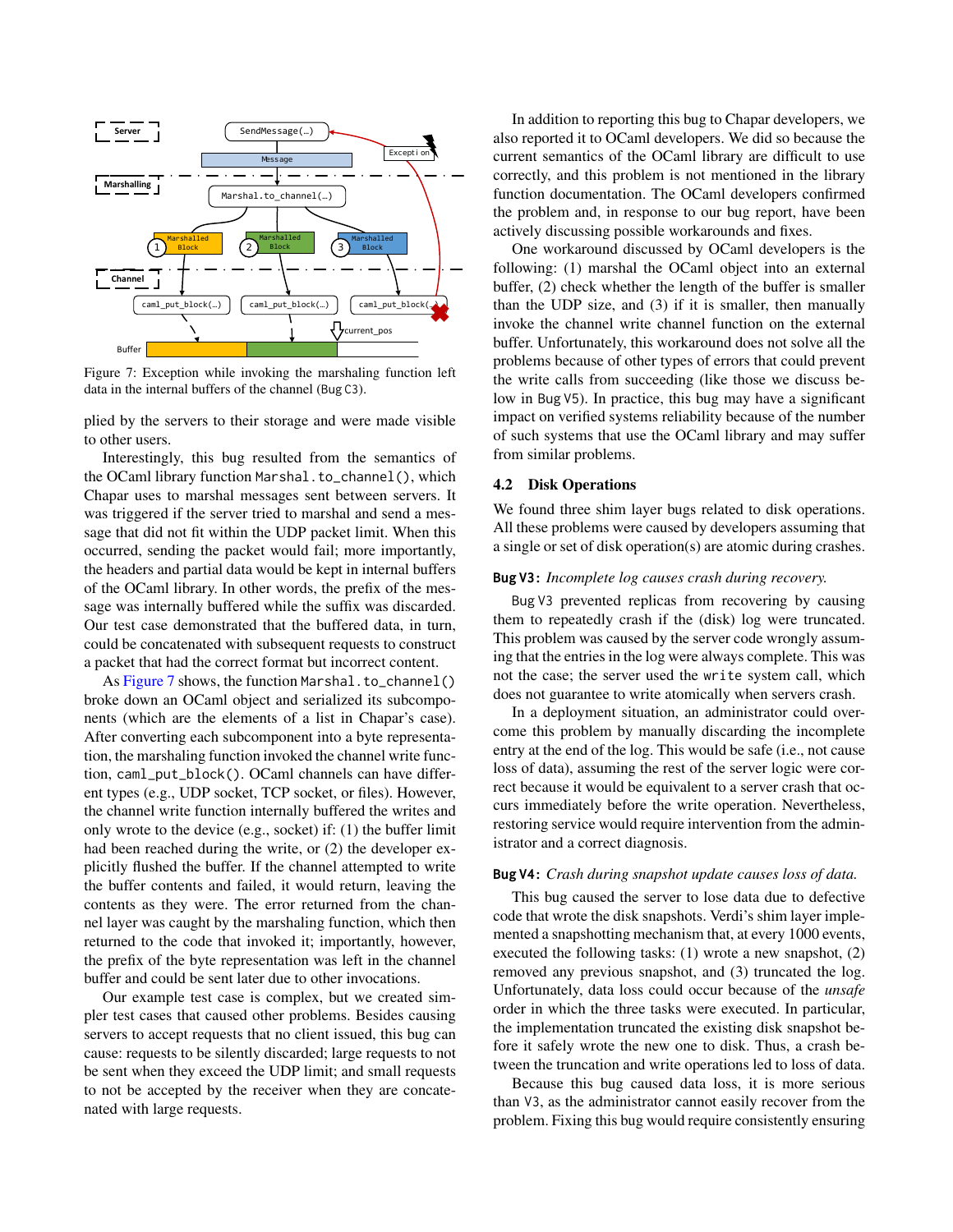Server

SendMessage(…)

Message

Exception

Marshalling

Marshal.to_channel(…)

1 Marshalled Block

2 Marshalled Block

3 Marshalled Block

Channel

caml_put_block(…)

caml_put_block(…)

caml_put_block(…)

current_pos

Buffer

Figure 7: Exception while invoking the marshaling function left data in the internal buffers of the channel (Bug C3).

plied by the servers to their storage and were made visible to other users.

Interestingly, this bug resulted from the semantics of the OCaml library function `Marshal.to_channel()`, which Chapar uses to marshal messages sent between servers. It was triggered if the server tried to marshal and send a message that did not fit within the UDP packet limit. When this occurred, sending the packet would fail; more importantly, the headers and partial data would be kept in internal buffers of the OCaml library. In other words, the prefix of the message was internally buffered while the suffix was discarded. Our test case demonstrated that the buffered data, in turn, could be concatenated with subsequent requests to construct a packet that had the correct format but incorrect content.

As Figure 7 shows, the function `Marshal.to_channel()` broke down an OCaml object and serialized its subcomponents (which are the elements of a list in Chapar's case). After converting each subcomponent into a byte representation, the marshaling function invoked the channel write function, `caml_put_block()`. OCaml channels can have different types (e.g., UDP socket, TCP socket, or files). However, the channel write function internally buffered the writes and only wrote to the device (e.g., socket) if: (1) the buffer limit had been reached during the write, or (2) the developer explicitly flushed the buffer. If the channel attempted to write the buffer contents and failed, it would return, leaving the contents as they were. The error returned from the channel layer was caught by the marshaling function, which then returned to the code that invoked it; importantly, however, the prefix of the byte representation was left in the channel buffer and could be sent later due to other invocations.

Our example test case is complex, but we created simpler test cases that caused other problems. Besides causing servers to accept requests that no client issued, this bug can cause: requests to be silently discarded; large requests to not be sent when they exceed the UDP limit; and small requests to not be accepted by the receiver when they are concatenated with large requests.

In addition to reporting this bug to Chapar developers, we also reported it to OCaml developers. We did so because the current semantics of the OCaml library are difficult to use correctly, and this problem is not mentioned in the library function documentation. The OCaml developers confirmed the problem and, in response to our bug report, have been actively discussing possible workarounds and fixes.

One workaround discussed by OCaml developers is the following: (1) marshal the OCaml object into an external buffer, (2) check whether the length of the buffer is smaller than the UDP size, and (3) if it is smaller, then manually invoke the channel write channel function on the external buffer. Unfortunately, this workaround does not solve all the problems because of other types of errors that could prevent the write calls from succeeding (like those we discuss below in Bug V5). In practice, this bug may have a significant impact on verified systems reliability because of the number of such systems that use the OCaml library and may suffer from similar problems.

### 4.2 Disk Operations

We found three shim layer bugs related to disk operations. All these problems were caused by developers assuming that a single or set of disk operation(s) are atomic during crashes.

**Bug V3:** *Incomplete log causes crash during recovery.*

Bug V3 prevented replicas from recovering by causing them to repeatedly crash if the (disk) log were truncated. This problem was caused by the server code wrongly assuming that the entries in the log were always complete. This was not the case; the server used the `write` system call, which does not guarantee to write atomically when servers crash.

In a deployment situation, an administrator could overcome this problem by manually discarding the incomplete entry at the end of the log. This would be safe (i.e., not cause loss of data), assuming the rest of the server logic were correct because it would be equivalent to a server crash that occurs immediately before the write operation. Nevertheless, restoring service would require intervention from the administrator and a correct diagnosis.

**Bug V4:** *Crash during snapshot update causes loss of data.*

This bug caused the server to lose data due to defective code that wrote the disk snapshots. Verdi's shim layer implemented a snapshotting mechanism that, at every 1000 events, executed the following tasks: (1) wrote a new snapshot, (2) removed any previous snapshot, and (3) truncated the log. Unfortunately, data loss could occur because of the *unsafe* order in which the three tasks were executed. In particular, the implementation truncated the existing disk snapshot before it safely wrote the new one to disk. Thus, a crash between the truncation and write operations led to loss of data.

Because this bug caused data loss, it is more serious than V3, as the administrator cannot easily recover from the problem. Fixing this bug would require consistently ensuring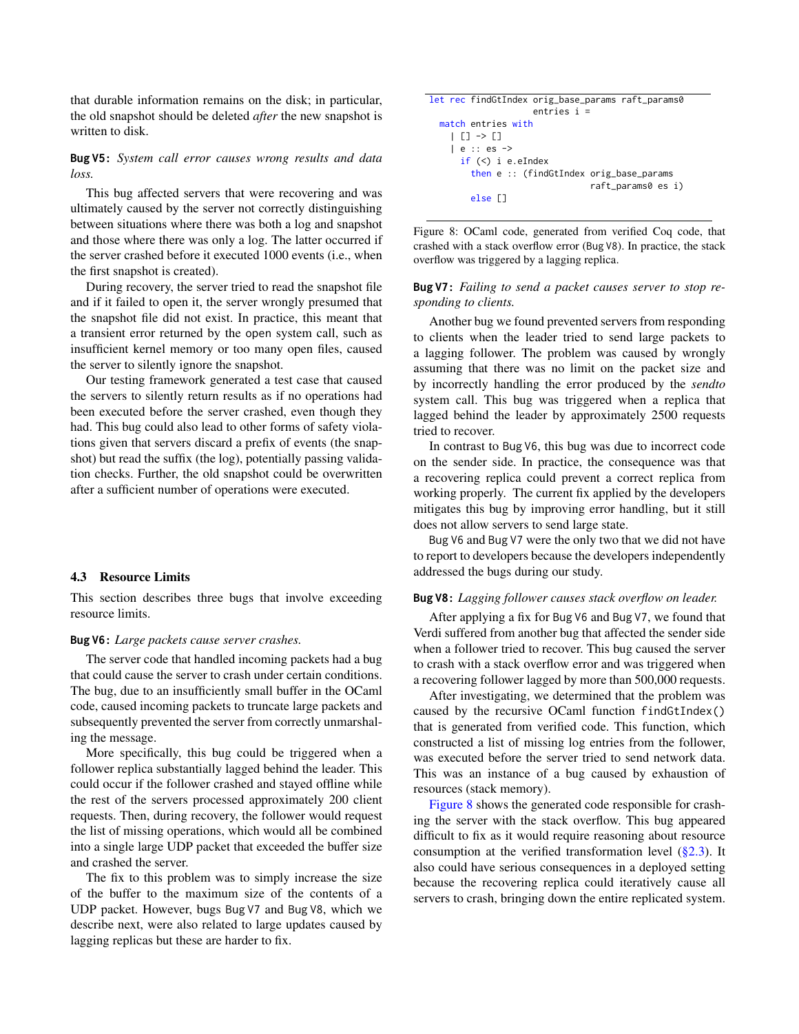that durable information remains on the disk; in particular, the old snapshot should be deleted *after* the new snapshot is written to disk.

**Bug V5:** *System call error causes wrong results and data loss.*

This bug affected servers that were recovering and was ultimately caused by the server not correctly distinguishing between situations where there was both a log and snapshot and those where there was only a log. The latter occurred if the server crashed before it executed 1000 events (i.e., when the first snapshot is created).

During recovery, the server tried to read the snapshot file and if it failed to open it, the server wrongly presumed that the snapshot file did not exist. In practice, this meant that a transient error returned by the open system call, such as insufficient kernel memory or too many open files, caused the server to silently ignore the snapshot.

Our testing framework generated a test case that caused the servers to silently return results as if no operations had been executed before the server crashed, even though they had. This bug could also lead to other forms of safety violations given that servers discard a prefix of events (the snapshot) but read the suffix (the log), potentially passing validation checks. Further, the old snapshot could be overwritten after a sufficient number of operations were executed.

### 4.3 Resource Limits

This section describes three bugs that involve exceeding resource limits.

**Bug V6:** *Large packets cause server crashes.*

The server code that handled incoming packets had a bug that could cause the server to crash under certain conditions. The bug, due to an insufficiently small buffer in the OCaml code, caused incoming packets to truncate large packets and subsequently prevented the server from correctly unmarshaling the message.

More specifically, this bug could be triggered when a follower replica substantially lagged behind the leader. This could occur if the follower crashed and stayed offline while the rest of the servers processed approximately 200 client requests. Then, during recovery, the follower would request the list of missing operations, which would all be combined into a single large UDP packet that exceeded the buffer size and crashed the server.

The fix to this problem was to simply increase the size of the buffer to the maximum size of the contents of a UDP packet. However, bugs Bug V7 and Bug V8, which we describe next, were also related to large updates caused by lagging replicas but these are harder to fix.

```
let rec findGtIndex orig_base_params raft_params0
                    entries i =
  match entries with
    | [] -> []
    | e :: es ->
      if (<) i e.eIndex
        then e :: (findGtIndex orig_base_params
                              raft_params0 es i)
        else []
```

Figure 8: OCaml code, generated from verified Coq code, that crashed with a stack overflow error (Bug V8). In practice, the stack overflow was triggered by a lagging replica.

**Bug V7:** *Failing to send a packet causes server to stop responding to clients.*

Another bug we found prevented servers from responding to clients when the leader tried to send large packets to a lagging follower. The problem was caused by wrongly assuming that there was no limit on the packet size and by incorrectly handling the error produced by the *sendto* system call. This bug was triggered when a replica that lagged behind the leader by approximately 2500 requests tried to recover.

In contrast to Bug V6, this bug was due to incorrect code on the sender side. In practice, the consequence was that a recovering replica could prevent a correct replica from working properly. The current fix applied by the developers mitigates this bug by improving error handling, but it still does not allow servers to send large state.

Bug V6 and Bug V7 were the only two that we did not have to report to developers because the developers independently addressed the bugs during our study.

**Bug V8:** *Lagging follower causes stack overflow on leader.*

After applying a fix for Bug V6 and Bug V7, we found that Verdi suffered from another bug that affected the sender side when a follower tried to recover. This bug caused the server to crash with a stack overflow error and was triggered when a recovering follower lagged by more than 500,000 requests.

After investigating, we determined that the problem was caused by the recursive OCaml function `findGtIndex()` that is generated from verified code. This function, which constructed a list of missing log entries from the follower, was executed before the server tried to send network data. This was an instance of a bug caused by exhaustion of resources (stack memory).

Figure 8 shows the generated code responsible for crashing the server with the stack overflow. This bug appeared difficult to fix as it would require reasoning about resource consumption at the verified transformation level (§2.3). It also could have serious consequences in a deployed setting because the recovering replica could iteratively cause all servers to crash, bringing down the entire replicated system.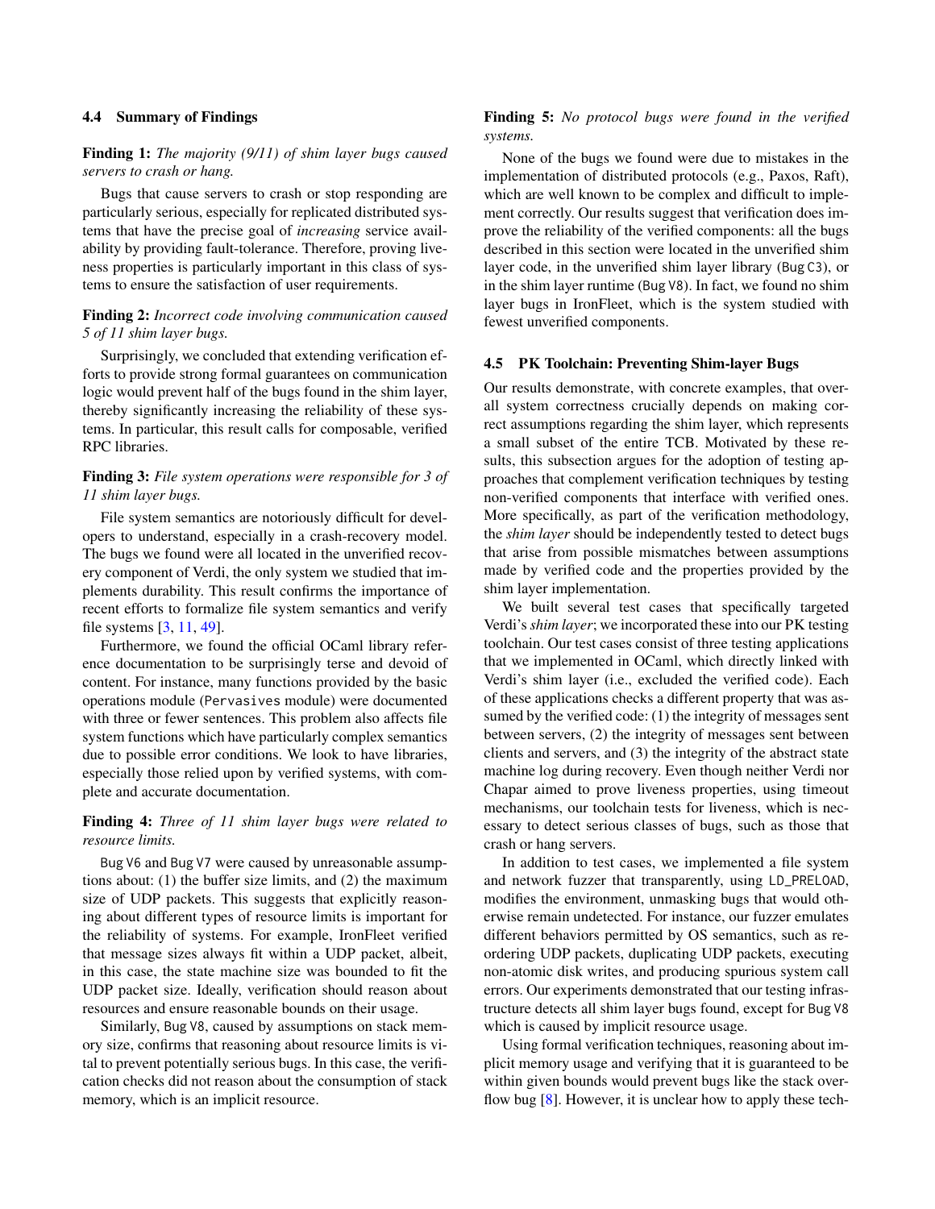### 4.4 Summary of Findings

**Finding 1:** *The majority (9/11) of shim layer bugs caused servers to crash or hang.*

Bugs that cause servers to crash or stop responding are particularly serious, especially for replicated distributed systems that have the precise goal of *increasing* service availability by providing fault-tolerance. Therefore, proving liveness properties is particularly important in this class of systems to ensure the satisfaction of user requirements.

**Finding 2:** *Incorrect code involving communication caused 5 of 11 shim layer bugs.*

Surprisingly, we concluded that extending verification efforts to provide strong formal guarantees on communication logic would prevent half of the bugs found in the shim layer, thereby significantly increasing the reliability of these systems. In particular, this result calls for composable, verified RPC libraries.

**Finding 3:** *File system operations were responsible for 3 of 11 shim layer bugs.*

File system semantics are notoriously difficult for developers to understand, especially in a crash-recovery model. The bugs we found were all located in the unverified recovery component of Verdi, the only system we studied that implements durability. This result confirms the importance of recent efforts to formalize file system semantics and verify file systems [3, 11, 49].

Furthermore, we found the official OCaml library reference documentation to be surprisingly terse and devoid of content. For instance, many functions provided by the basic operations module (`Pervasives` module) were documented with three or fewer sentences. This problem also affects file system functions which have particularly complex semantics due to possible error conditions. We look to have libraries, especially those relied upon by verified systems, with complete and accurate documentation.

**Finding 4:** *Three of 11 shim layer bugs were related to resource limits.*

`Bug V6` and `Bug V7` were caused by unreasonable assumptions about: (1) the buffer size limits, and (2) the maximum size of UDP packets. This suggests that explicitly reasoning about different types of resource limits is important for the reliability of systems. For example, IronFleet verified that message sizes always fit within a UDP packet, albeit, in this case, the state machine size was bounded to fit the UDP packet size. Ideally, verification should reason about resources and ensure reasonable bounds on their usage.

Similarly, `Bug V8`, caused by assumptions on stack memory size, confirms that reasoning about resource limits is vital to prevent potentially serious bugs. In this case, the verification checks did not reason about the consumption of stack memory, which is an implicit resource.

**Finding 5:** *No protocol bugs were found in the verified systems.*

None of the bugs we found were due to mistakes in the implementation of distributed protocols (e.g., Paxos, Raft), which are well known to be complex and difficult to implement correctly. Our results suggest that verification does improve the reliability of the verified components: all the bugs described in this section were located in the unverified shim layer code, in the unverified shim layer library (`Bug C3`), or in the shim layer runtime (`Bug V8`). In fact, we found no shim layer bugs in IronFleet, which is the system studied with fewest unverified components.

### 4.5 PK Toolchain: Preventing Shim-layer Bugs

Our results demonstrate, with concrete examples, that overall system correctness crucially depends on making correct assumptions regarding the shim layer, which represents a small subset of the entire TCB. Motivated by these results, this subsection argues for the adoption of testing approaches that complement verification techniques by testing non-verified components that interface with verified ones. More specifically, as part of the verification methodology, the *shim layer* should be independently tested to detect bugs that arise from possible mismatches between assumptions made by verified code and the properties provided by the shim layer implementation.

We built several test cases that specifically targeted Verdi's *shim layer*; we incorporated these into our PK testing toolchain. Our test cases consist of three testing applications that we implemented in OCaml, which directly linked with Verdi's shim layer (i.e., excluded the verified code). Each of these applications checks a different property that was assumed by the verified code: (1) the integrity of messages sent between servers, (2) the integrity of messages sent between clients and servers, and (3) the integrity of the abstract state machine log during recovery. Even though neither Verdi nor Chapar aimed to prove liveness properties, using timeout mechanisms, our toolchain tests for liveness, which is necessary to detect serious classes of bugs, such as those that crash or hang servers.

In addition to test cases, we implemented a file system and network fuzzer that transparently, using `LD_PRELOAD`, modifies the environment, unmasking bugs that would otherwise remain undetected. For instance, our fuzzer emulates different behaviors permitted by OS semantics, such as reordering UDP packets, duplicating UDP packets, executing non-atomic disk writes, and producing spurious system call errors. Our experiments demonstrated that our testing infrastructure detects all shim layer bugs found, except for `Bug V8` which is caused by implicit resource usage.

Using formal verification techniques, reasoning about implicit memory usage and verifying that it is guaranteed to be within given bounds would prevent bugs like the stack overflow bug [8]. However, it is unclear how to apply these tech-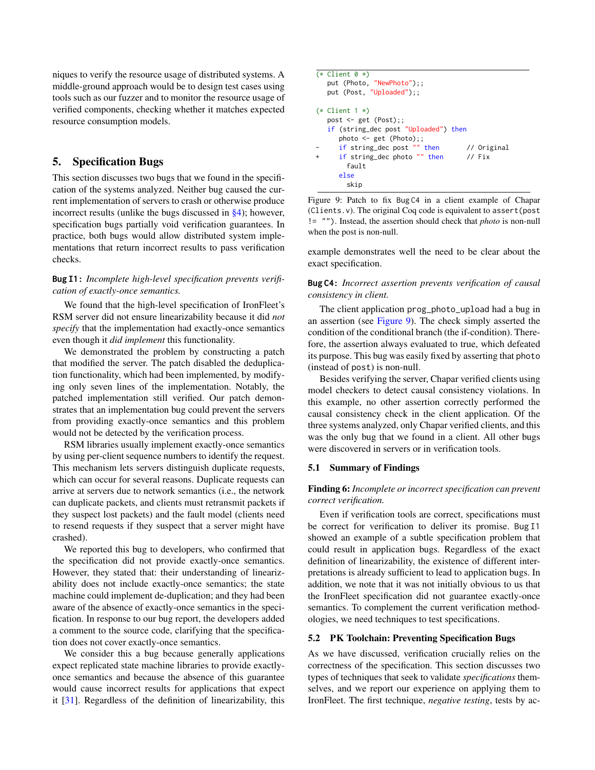niques to verify the resource usage of distributed systems. A middle-ground approach would be to design test cases using tools such as our fuzzer and to monitor the resource usage of verified components, checking whether it matches expected resource consumption models.

## 5. Specification Bugs

This section discusses two bugs that we found in the specification of the systems analyzed. Neither bug caused the current implementation of servers to crash or otherwise produce incorrect results (unlike the bugs discussed in §4); however, specification bugs partially void verification guarantees. In practice, both bugs would allow distributed system implementations that return incorrect results to pass verification checks.

**Bug I1:** *Incomplete high-level specification prevents verification of exactly-once semantics.*

We found that the high-level specification of IronFleet's RSM server did not ensure linearizability because it did *not specify* that the implementation had exactly-once semantics even though it *did implement* this functionality.

We demonstrated the problem by constructing a patch that modified the server. The patch disabled the deduplication functionality, which had been implemented, by modifying only seven lines of the implementation. Notably, the patched implementation still verified. Our patch demonstrates that an implementation bug could prevent the servers from providing exactly-once semantics and this problem would not be detected by the verification process.

RSM libraries usually implement exactly-once semantics by using per-client sequence numbers to identify the request. This mechanism lets servers distinguish duplicate requests, which can occur for several reasons. Duplicate requests can arrive at servers due to network semantics (i.e., the network can duplicate packets, and clients must retransmit packets if they suspect lost packets) and the fault model (clients need to resend requests if they suspect that a server might have crashed).

We reported this bug to developers, who confirmed that the specification did not provide exactly-once semantics. However, they stated that: their understanding of linearizability does not include exactly-once semantics; the state machine could implement de-duplication; and they had been aware of the absence of exactly-once semantics in the specification. In response to our bug report, the developers added a comment to the source code, clarifying that the specification does not cover exactly-once semantics.

We consider this a bug because generally applications expect replicated state machine libraries to provide exactly-once semantics and because the absence of this guarantee would cause incorrect results for applications that expect it [31]. Regardless of the definition of linearizability, this example demonstrates well the need to be clear about the exact specification.

```
(* Client 0 *)
   put (Photo, "NewPhoto");;
   put (Post, "Uploaded");;

(* Client 1 *)
   post <- get (Post);;
   if (string_dec post "Uploaded") then
      photo <- get (Photo);;
-     if string_dec post "" then       // Original
+     if string_dec photo "" then      // Fix
        fault
      else
        skip
```

Figure 9: Patch to fix Bug C4 in a client example of Chapar (Clients.v). The original Coq code is equivalent to assert(post != ""). Instead, the assertion should check that *photo* is non-null when the post is non-null.

**Bug C4:** *Incorrect assertion prevents verification of causal consistency in client.*

The client application prog_photo_upload had a bug in an assertion (see Figure 9). The check simply asserted the condition of the conditional branch (the if-condition). Therefore, the assertion always evaluated to true, which defeated its purpose. This bug was easily fixed by asserting that photo (instead of post) is non-null.

Besides verifying the server, Chapar verified clients using model checkers to detect causal consistency violations. In this example, no other assertion correctly performed the causal consistency check in the client application. Of the three systems analyzed, only Chapar verified clients, and this was the only bug that we found in a client. All other bugs were discovered in servers or in verification tools.

### 5.1 Summary of Findings

**Finding 6:** *Incomplete or incorrect specification can prevent correct verification.*

Even if verification tools are correct, specifications must be correct for verification to deliver its promise. Bug I1 showed an example of a subtle specification problem that could result in application bugs. Regardless of the exact definition of linearizability, the existence of different interpretations is already sufficient to lead to application bugs. In addition, we note that it was not initially obvious to us that the IronFleet specification did not guarantee exactly-once semantics. To complement the current verification methodologies, we need techniques to test specifications.

### 5.2 PK Toolchain: Preventing Specification Bugs

As we have discussed, verification crucially relies on the correctness of the specification. This section discusses two types of techniques that seek to validate *specifications* themselves, and we report our experience on applying them to IronFleet. The first technique, *negative testing*, tests by ac-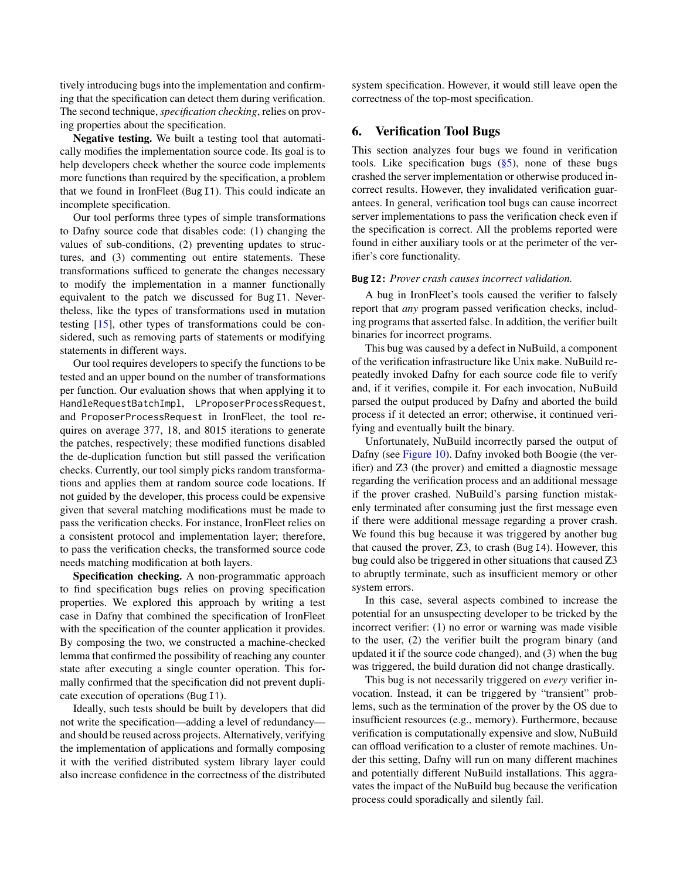tively introducing bugs into the implementation and confirming that the specification can detect them during verification. The second technique, *specification checking*, relies on proving properties about the specification.

**Negative testing.** We built a testing tool that automatically modifies the implementation source code. Its goal is to help developers check whether the source code implements more functions than required by the specification, a problem that we found in IronFleet (Bug I1). This could indicate an incomplete specification.

Our tool performs three types of simple transformations to Dafny source code that disables code: (1) changing the values of sub-conditions, (2) preventing updates to structures, and (3) commenting out entire statements. These transformations sufficed to generate the changes necessary to modify the implementation in a manner functionally equivalent to the patch we discussed for Bug I1. Nevertheless, like the types of transformations used in mutation testing [15], other types of transformations could be considered, such as removing parts of statements or modifying statements in different ways.

Our tool requires developers to specify the functions to be tested and an upper bound on the number of transformations per function. Our evaluation shows that when applying it to `HandleRequestBatchImpl`, `LProposerProcessRequest`, and `ProposerProcessRequest` in IronFleet, the tool requires on average 377, 18, and 8015 iterations to generate the patches, respectively; these modified functions disabled the de-duplication function but still passed the verification checks. Currently, our tool simply picks random transformations and applies them at random source code locations. If not guided by the developer, this process could be expensive given that several matching modifications must be made to pass the verification checks. For instance, IronFleet relies on a consistent protocol and implementation layer; therefore, to pass the verification checks, the transformed source code needs matching modification at both layers.

**Specification checking.** A non-programmatic approach to find specification bugs relies on proving specification properties. We explored this approach by writing a test case in Dafny that combined the specification of IronFleet with the specification of the counter application it provides. By composing the two, we constructed a machine-checked lemma that confirmed the possibility of reaching any counter state after executing a single counter operation. This formally confirmed that the specification did not prevent duplicate execution of operations (Bug I1).

Ideally, such tests should be built by developers that did not write the specification—adding a level of redundancy—and should be reused across projects. Alternatively, verifying the implementation of applications and formally composing it with the verified distributed system library layer could also increase confidence in the correctness of the distributed system specification. However, it would still leave open the correctness of the top-most specification.

## 6. Verification Tool Bugs

This section analyzes four bugs we found in verification tools. Like specification bugs (§5), none of these bugs crashed the server implementation or otherwise produced incorrect results. However, they invalidated verification guarantees. In general, verification tool bugs can cause incorrect server implementations to pass the verification check even if the specification is correct. All the problems reported were found in either auxiliary tools or at the perimeter of the verifier's core functionality.

**Bug I2:** *Prover crash causes incorrect validation.*

A bug in IronFleet's tools caused the verifier to falsely report that *any* program passed verification checks, including programs that asserted false. In addition, the verifier built binaries for incorrect programs.

This bug was caused by a defect in NuBuild, a component of the verification infrastructure like Unix `make`. NuBuild repeatedly invoked Dafny for each source code file to verify and, if it verifies, compile it. For each invocation, NuBuild parsed the output produced by Dafny and aborted the build process if it detected an error; otherwise, it continued verifying and eventually built the binary.

Unfortunately, NuBuild incorrectly parsed the output of Dafny (see Figure 10). Dafny invoked both Boogie (the verifier) and Z3 (the prover) and emitted a diagnostic message regarding the verification process and an additional message if the prover crashed. NuBuild's parsing function mistakenly terminated after consuming just the first message even if there were additional message regarding a prover crash. We found this bug because it was triggered by another bug that caused the prover, Z3, to crash (Bug I4). However, this bug could also be triggered in other situations that caused Z3 to abruptly terminate, such as insufficient memory or other system errors.

In this case, several aspects combined to increase the potential for an unsuspecting developer to be tricked by the incorrect verifier: (1) no error or warning was made visible to the user, (2) the verifier built the program binary (and updated it if the source code changed), and (3) when the bug was triggered, the build duration did not change drastically.

This bug is not necessarily triggered on *every* verifier invocation. Instead, it can be triggered by "transient" problems, such as the termination of the prover by the OS due to insufficient resources (e.g., memory). Furthermore, because verification is computationally expensive and slow, NuBuild can offload verification to a cluster of remote machines. Under this setting, Dafny will run on many different machines and potentially different NuBuild installations. This aggravates the impact of the NuBuild bug because the verification process could sporadically and silently fail.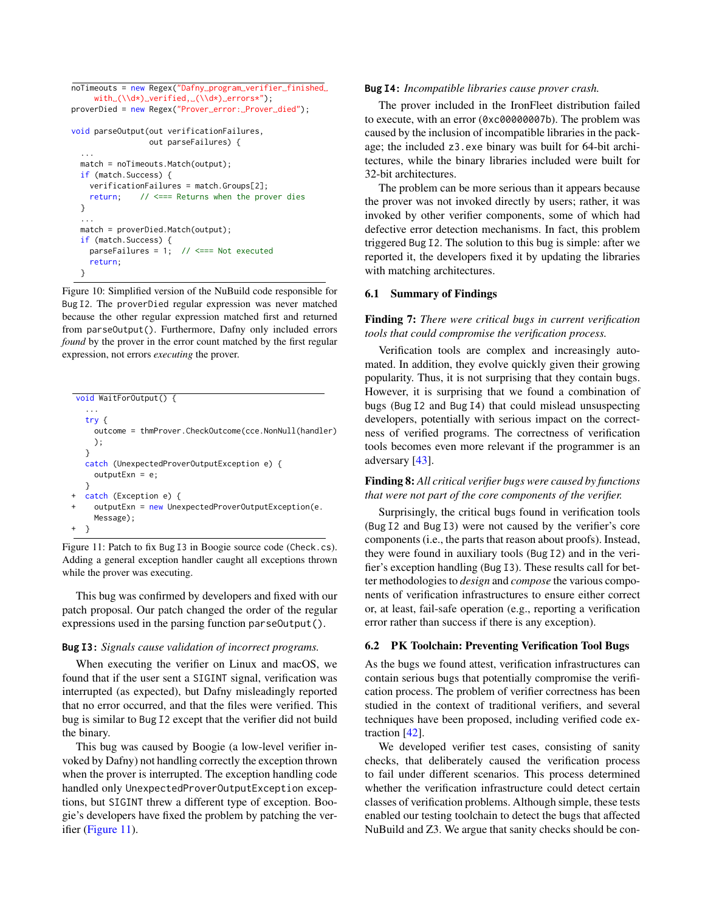```
noTimeouts = new Regex("Dafny_program_verifier_finished_
    with_(\\d*)_verified,_(\\d*)_errors*");
proverDied = new Regex("Prover_error:_Prover_died");

void parseOutput(out verificationFailures,
                 out parseFailures) {
  ...
  match = noTimeouts.Match(output);
  if (match.Success) {
    verificationFailures = match.Groups[2];
    return;    // <=== Returns when the prover dies
  }
  ...
  match = proverDied.Match(output);
  if (match.Success) {
    parseFailures = 1;  // <=== Not executed
    return;
  }
```

Figure 10: Simplified version of the NuBuild code responsible for Bug I2. The `proverDied` regular expression was never matched because the other regular expression matched first and returned from `parseOutput()`. Furthermore, Dafny only included errors *found* by the prover in the error count matched by the first regular expression, not errors *executing* the prover.

```
 void WaitForOutput() {
   ...
   try {
     outcome = thmProver.CheckOutcome(cce.NonNull(handler)
     );
   }
   catch (UnexpectedProverOutputException e) {
     outputExn = e;
   }
+  catch (Exception e) {
+    outputExn = new UnexpectedProverOutputException(e.
     Message);
+  }
```

Figure 11: Patch to fix Bug I3 in Boogie source code (`Check.cs`). Adding a general exception handler caught all exceptions thrown while the prover was executing.

This bug was confirmed by developers and fixed with our patch proposal. Our patch changed the order of the regular expressions used in the parsing function `parseOutput()`.

**Bug I3:** *Signals cause validation of incorrect programs.*

When executing the verifier on Linux and macOS, we found that if the user sent a `SIGINT` signal, verification was interrupted (as expected), but Dafny misleadingly reported that no error occurred, and that the files were verified. This bug is similar to Bug I2 except that the verifier did not build the binary.

This bug was caused by Boogie (a low-level verifier invoked by Dafny) not handling correctly the exception thrown when the prover is interrupted. The exception handling code handled only `UnexpectedProverOutputException` exceptions, but `SIGINT` threw a different type of exception. Boogie's developers have fixed the problem by patching the verifier (Figure 11).

**Bug I4:** *Incompatible libraries cause prover crash.*

The prover included in the IronFleet distribution failed to execute, with an error (`0xc00000007b`). The problem was caused by the inclusion of incompatible libraries in the package; the included `z3.exe` binary was built for 64-bit architectures, while the binary libraries included were built for 32-bit architectures.

The problem can be more serious than it appears because the prover was not invoked directly by users; rather, it was invoked by other verifier components, some of which had defective error detection mechanisms. In fact, this problem triggered Bug I2. The solution to this bug is simple: after we reported it, the developers fixed it by updating the libraries with matching architectures.

### 6.1 Summary of Findings

**Finding 7:** *There were critical bugs in current verification tools that could compromise the verification process.*

Verification tools are complex and increasingly automated. In addition, they evolve quickly given their growing popularity. Thus, it is not surprising that they contain bugs. However, it is surprising that we found a combination of bugs (Bug I2 and Bug I4) that could mislead unsuspecting developers, potentially with serious impact on the correctness of verified programs. The correctness of verification tools becomes even more relevant if the programmer is an adversary [43].

**Finding 8:** *All critical verifier bugs were caused by functions that were not part of the core components of the verifier.*

Surprisingly, the critical bugs found in verification tools (Bug I2 and Bug I3) were not caused by the verifier's core components (i.e., the parts that reason about proofs). Instead, they were found in auxiliary tools (Bug I2) and in the verifier's exception handling (Bug I3). These results call for better methodologies to *design* and *compose* the various components of verification infrastructures to ensure either correct or, at least, fail-safe operation (e.g., reporting a verification error rather than success if there is any exception).

### 6.2 PK Toolchain: Preventing Verification Tool Bugs

As the bugs we found attest, verification infrastructures can contain serious bugs that potentially compromise the verification process. The problem of verifier correctness has been studied in the context of traditional verifiers, and several techniques have been proposed, including verified code extraction [42].

We developed verifier test cases, consisting of sanity checks, that deliberately caused the verification process to fail under different scenarios. This process determined whether the verification infrastructure could detect certain classes of verification problems. Although simple, these tests enabled our testing toolchain to detect the bugs that affected NuBuild and Z3. We argue that sanity checks should be con-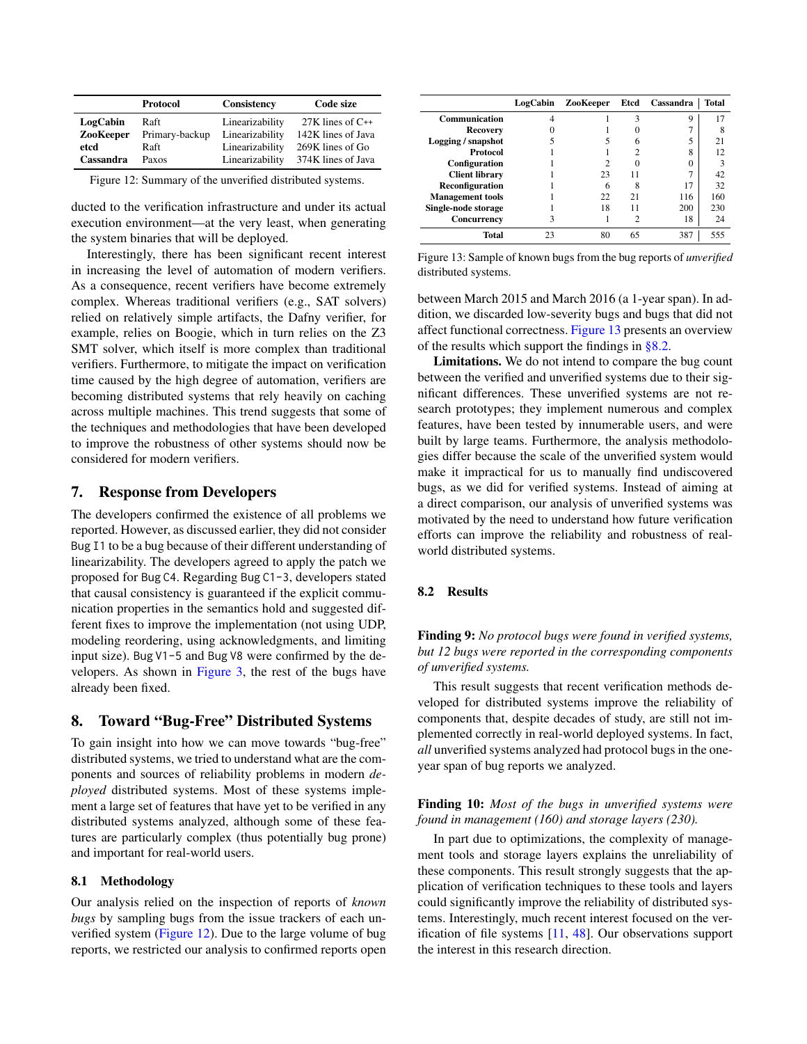| | Protocol | Consistency | Code size |
|---|---|---|---|
| **LogCabin** | Raft | Linearizability | 27K lines of C++ |
| **ZooKeeper** | Primary-backup | Linearizability | 142K lines of Java |
| **etcd** | Raft | Linearizability | 269K lines of Go |
| **Cassandra** | Paxos | Linearizability | 374K lines of Java |

Figure 12: Summary of the unverified distributed systems.

ducted to the verification infrastructure and under its actual execution environment—at the very least, when generating the system binaries that will be deployed.

Interestingly, there has been significant recent interest in increasing the level of automation of modern verifiers. As a consequence, recent verifiers have become extremely complex. Whereas traditional verifiers (e.g., SAT solvers) relied on relatively simple artifacts, the Dafny verifier, for example, relies on Boogie, which in turn relies on the Z3 SMT solver, which itself is more complex than traditional verifiers. Furthermore, to mitigate the impact on verification time caused by the high degree of automation, verifiers are becoming distributed systems that rely heavily on caching across multiple machines. This trend suggests that some of the techniques and methodologies that have been developed to improve the robustness of other systems should now be considered for modern verifiers.

## 7. Response from Developers

The developers confirmed the existence of all problems we reported. However, as discussed earlier, they did not consider Bug I1 to be a bug because of their different understanding of linearizability. The developers agreed to apply the patch we proposed for Bug C4. Regarding Bug C1-3, developers stated that causal consistency is guaranteed if the explicit communication properties in the semantics hold and suggested different fixes to improve the implementation (not using UDP, modeling reordering, using acknowledgments, and limiting input size). Bug V1-5 and Bug V8 were confirmed by the developers. As shown in Figure 3, the rest of the bugs have already been fixed.

## 8. Toward "Bug-Free" Distributed Systems

To gain insight into how we can move towards "bug-free" distributed systems, we tried to understand what are the components and sources of reliability problems in modern *deployed* distributed systems. Most of these systems implement a large set of features that have yet to be verified in any distributed systems analyzed, although some of these features are particularly complex (thus potentially bug prone) and important for real-world users.

### 8.1 Methodology

Our analysis relied on the inspection of reports of *known bugs* by sampling bugs from the issue trackers of each unverified system (Figure 12). Due to the large volume of bug reports, we restricted our analysis to confirmed reports open between March 2015 and March 2016 (a 1-year span). In addition, we discarded low-severity bugs and bugs that did not affect functional correctness. Figure 13 presents an overview of the results which support the findings in §8.2.

| | LogCabin | ZooKeeper | Etcd | Cassandra | Total |
|---|---|---|---|---|---|
| **Communication** | 4 | 1 | 3 | 9 | 17 |
| **Recovery** | 0 | 1 | 0 | 7 | 8 |
| **Logging / snapshot** | 5 | 5 | 6 | 5 | 21 |
| **Protocol** | 1 | 1 | 2 | 8 | 12 |
| **Configuration** | 1 | 2 | 0 | 0 | 3 |
| **Client library** | 1 | 23 | 11 | 7 | 42 |
| **Reconfiguration** | 1 | 6 | 8 | 17 | 32 |
| **Management tools** | 1 | 22 | 21 | 116 | 160 |
| **Single-node storage** | 1 | 18 | 11 | 200 | 230 |
| **Concurrency** | 3 | 1 | 2 | 18 | 24 |
| **Total** | 23 | 80 | 65 | 387 | 555 |

Figure 13: Sample of known bugs from the bug reports of *unverified* distributed systems.

**Limitations.** We do not intend to compare the bug count between the verified and unverified systems due to their significant differences. These unverified systems are not research prototypes; they implement numerous and complex features, have been tested by innumerable users, and were built by large teams. Furthermore, the analysis methodologies differ because the scale of the unverified system would make it impractical for us to manually find undiscovered bugs, as we did for verified systems. Instead of aiming at a direct comparison, our analysis of unverified systems was motivated by the need to understand how future verification efforts can improve the reliability and robustness of real-world distributed systems.

### 8.2 Results

**Finding 9:** *No protocol bugs were found in verified systems, but 12 bugs were reported in the corresponding components of unverified systems.*

This result suggests that recent verification methods developed for distributed systems improve the reliability of components that, despite decades of study, are still not implemented correctly in real-world deployed systems. In fact, *all* unverified systems analyzed had protocol bugs in the one-year span of bug reports we analyzed.

**Finding 10:** *Most of the bugs in unverified systems were found in management (160) and storage layers (230).*

In part due to optimizations, the complexity of management tools and storage layers explains the unreliability of these components. This result strongly suggests that the application of verification techniques to these tools and layers could significantly improve the reliability of distributed systems. Interestingly, much recent interest focused on the verification of file systems [11, 48]. Our observations support the interest in this research direction.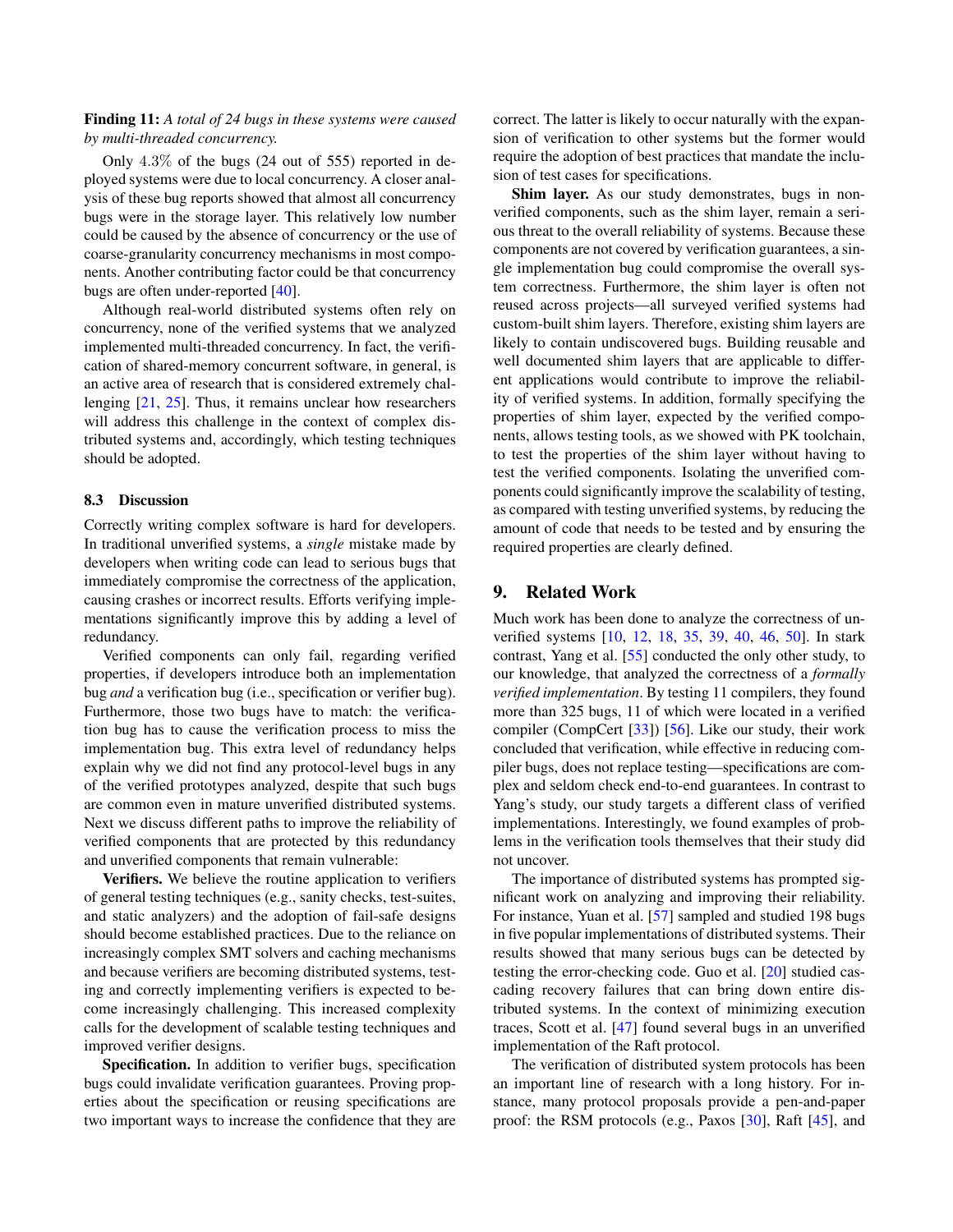**Finding 11:** *A total of 24 bugs in these systems were caused by multi-threaded concurrency.*

Only 4.3% of the bugs (24 out of 555) reported in deployed systems were due to local concurrency. A closer analysis of these bug reports showed that almost all concurrency bugs were in the storage layer. This relatively low number could be caused by the absence of concurrency or the use of coarse-granularity concurrency mechanisms in most components. Another contributing factor could be that concurrency bugs are often under-reported [40].

Although real-world distributed systems often rely on concurrency, none of the verified systems that we analyzed implemented multi-threaded concurrency. In fact, the verification of shared-memory concurrent software, in general, is an active area of research that is considered extremely challenging [21, 25]. Thus, it remains unclear how researchers will address this challenge in the context of complex distributed systems and, accordingly, which testing techniques should be adopted.

### 8.3 Discussion

Correctly writing complex software is hard for developers. In traditional unverified systems, a *single* mistake made by developers when writing code can lead to serious bugs that immediately compromise the correctness of the application, causing crashes or incorrect results. Efforts verifying implementations significantly improve this by adding a level of redundancy.

Verified components can only fail, regarding verified properties, if developers introduce both an implementation bug *and* a verification bug (i.e., specification or verifier bug). Furthermore, those two bugs have to match: the verification bug has to cause the verification process to miss the implementation bug. This extra level of redundancy helps explain why we did not find any protocol-level bugs in any of the verified prototypes analyzed, despite that such bugs are common even in mature unverified distributed systems. Next we discuss different paths to improve the reliability of verified components that are protected by this redundancy and unverified components that remain vulnerable:

**Verifiers.** We believe the routine application to verifiers of general testing techniques (e.g., sanity checks, test-suites, and static analyzers) and the adoption of fail-safe designs should become established practices. Due to the reliance on increasingly complex SMT solvers and caching mechanisms and because verifiers are becoming distributed systems, testing and correctly implementing verifiers is expected to become increasingly challenging. This increased complexity calls for the development of scalable testing techniques and improved verifier designs.

**Specification.** In addition to verifier bugs, specification bugs could invalidate verification guarantees. Proving properties about the specification or reusing specifications are two important ways to increase the confidence that they are correct. The latter is likely to occur naturally with the expansion of verification to other systems but the former would require the adoption of best practices that mandate the inclusion of test cases for specifications.

**Shim layer.** As our study demonstrates, bugs in non-verified components, such as the shim layer, remain a serious threat to the overall reliability of systems. Because these components are not covered by verification guarantees, a single implementation bug could compromise the overall system correctness. Furthermore, the shim layer is often not reused across projects—all surveyed verified systems had custom-built shim layers. Therefore, existing shim layers are likely to contain undiscovered bugs. Building reusable and well documented shim layers that are applicable to different applications would contribute to improve the reliability of verified systems. In addition, formally specifying the properties of shim layer, expected by the verified components, allows testing tools, as we showed with PK toolchain, to test the properties of the shim layer without having to test the verified components. Isolating the unverified components could significantly improve the scalability of testing, as compared with testing unverified systems, by reducing the amount of code that needs to be tested and by ensuring the required properties are clearly defined.

## 9. Related Work

Much work has been done to analyze the correctness of unverified systems [10, 12, 18, 35, 39, 40, 46, 50]. In stark contrast, Yang et al. [55] conducted the only other study, to our knowledge, that analyzed the correctness of a *formally verified implementation*. By testing 11 compilers, they found more than 325 bugs, 11 of which were located in a verified compiler (CompCert [33]) [56]. Like our study, their work concluded that verification, while effective in reducing compiler bugs, does not replace testing—specifications are complex and seldom check end-to-end guarantees. In contrast to Yang's study, our study targets a different class of verified implementations. Interestingly, we found examples of problems in the verification tools themselves that their study did not uncover.

The importance of distributed systems has prompted significant work on analyzing and improving their reliability. For instance, Yuan et al. [57] sampled and studied 198 bugs in five popular implementations of distributed systems. Their results showed that many serious bugs can be detected by testing the error-checking code. Guo et al. [20] studied cascading recovery failures that can bring down entire distributed systems. In the context of minimizing execution traces, Scott et al. [47] found several bugs in an unverified implementation of the Raft protocol.

The verification of distributed system protocols has been an important line of research with a long history. For instance, many protocol proposals provide a pen-and-paper proof: the RSM protocols (e.g., Paxos [30], Raft [45], and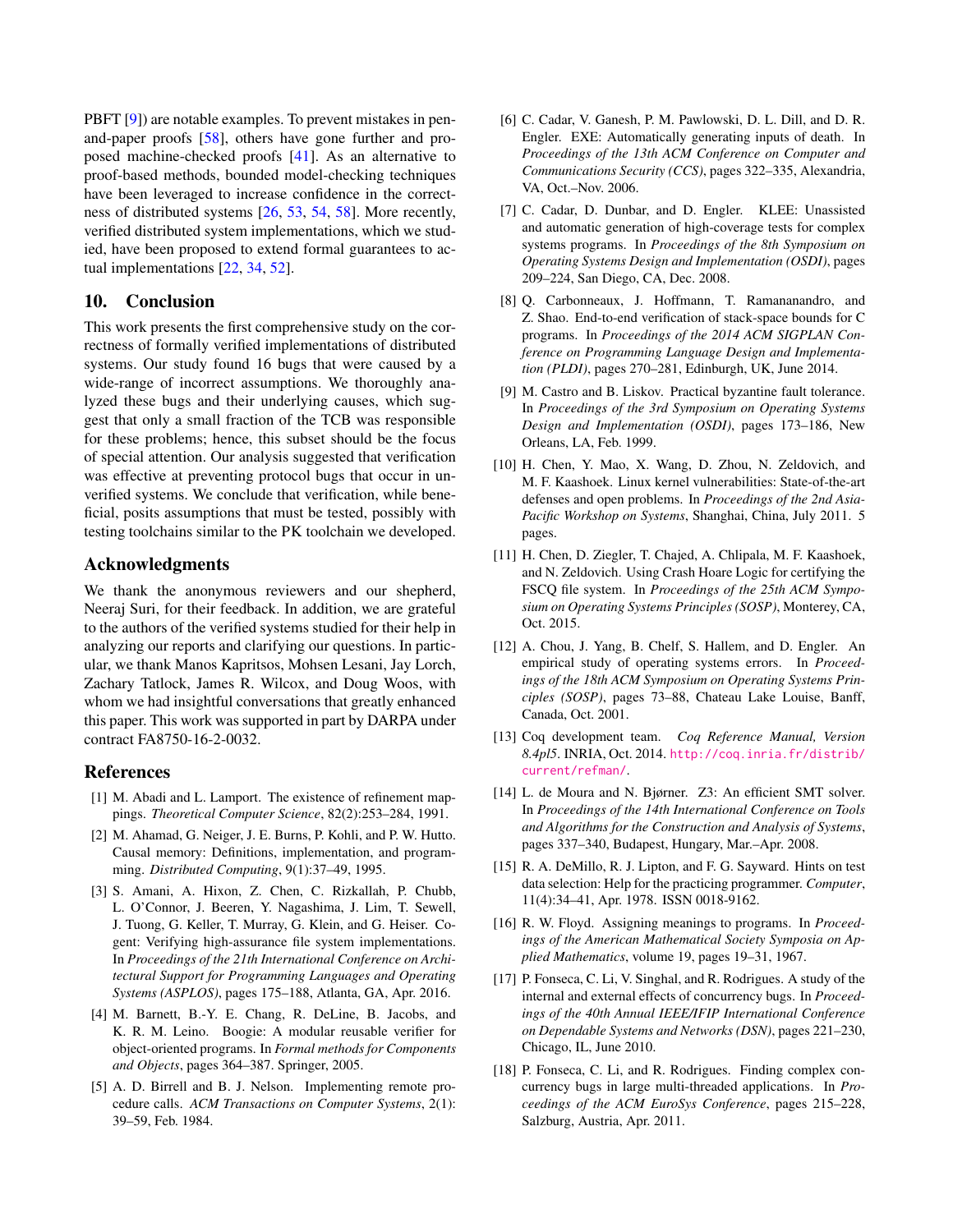PBFT [9]) are notable examples. To prevent mistakes in pen-and-paper proofs [58], others have gone further and proposed machine-checked proofs [41]. As an alternative to proof-based methods, bounded model-checking techniques have been leveraged to increase confidence in the correctness of distributed systems [26, 53, 54, 58]. More recently, verified distributed system implementations, which we studied, have been proposed to extend formal guarantees to actual implementations [22, 34, 52].

## 10. Conclusion

This work presents the first comprehensive study on the correctness of formally verified implementations of distributed systems. Our study found 16 bugs that were caused by a wide-range of incorrect assumptions. We thoroughly analyzed these bugs and their underlying causes, which suggest that only a small fraction of the TCB was responsible for these problems; hence, this subset should be the focus of special attention. Our analysis suggested that verification was effective at preventing protocol bugs that occur in unverified systems. We conclude that verification, while beneficial, posits assumptions that must be tested, possibly with testing toolchains similar to the PK toolchain we developed.

## Acknowledgments

We thank the anonymous reviewers and our shepherd, Neeraj Suri, for their feedback. In addition, we are grateful to the authors of the verified systems studied for their help in analyzing our reports and clarifying our questions. In particular, we thank Manos Kapritsos, Mohsen Lesani, Jay Lorch, Zachary Tatlock, James R. Wilcox, and Doug Woos, with whom we had insightful conversations that greatly enhanced this paper. This work was supported in part by DARPA under contract FA8750-16-2-0032.

## References

[1] M. Abadi and L. Lamport. The existence of refinement mappings. *Theoretical Computer Science*, 82(2):253–284, 1991.

[2] M. Ahamad, G. Neiger, J. E. Burns, P. Kohli, and P. W. Hutto. Causal memory: Definitions, implementation, and programming. *Distributed Computing*, 9(1):37–49, 1995.

[3] S. Amani, A. Hixon, Z. Chen, C. Rizkallah, P. Chubb, L. O'Connor, J. Beeren, Y. Nagashima, J. Lim, T. Sewell, J. Tuong, G. Keller, T. Murray, G. Klein, and G. Heiser. Cogent: Verifying high-assurance file system implementations. In *Proceedings of the 21th International Conference on Architectural Support for Programming Languages and Operating Systems (ASPLOS)*, pages 175–188, Atlanta, GA, Apr. 2016.

[4] M. Barnett, B.-Y. E. Chang, R. DeLine, B. Jacobs, and K. R. M. Leino. Boogie: A modular reusable verifier for object-oriented programs. In *Formal methods for Components and Objects*, pages 364–387. Springer, 2005.

[5] A. D. Birrell and B. J. Nelson. Implementing remote procedure calls. *ACM Transactions on Computer Systems*, 2(1): 39–59, Feb. 1984.

[6] C. Cadar, V. Ganesh, P. M. Pawlowski, D. L. Dill, and D. R. Engler. EXE: Automatically generating inputs of death. In *Proceedings of the 13th ACM Conference on Computer and Communications Security (CCS)*, pages 322–335, Alexandria, VA, Oct.–Nov. 2006.

[7] C. Cadar, D. Dunbar, and D. Engler. KLEE: Unassisted and automatic generation of high-coverage tests for complex systems programs. In *Proceedings of the 8th Symposium on Operating Systems Design and Implementation (OSDI)*, pages 209–224, San Diego, CA, Dec. 2008.

[8] Q. Carbonneaux, J. Hoffmann, T. Ramananandro, and Z. Shao. End-to-end verification of stack-space bounds for C programs. In *Proceedings of the 2014 ACM SIGPLAN Conference on Programming Language Design and Implementation (PLDI)*, pages 270–281, Edinburgh, UK, June 2014.

[9] M. Castro and B. Liskov. Practical byzantine fault tolerance. In *Proceedings of the 3rd Symposium on Operating Systems Design and Implementation (OSDI)*, pages 173–186, New Orleans, LA, Feb. 1999.

[10] H. Chen, Y. Mao, X. Wang, D. Zhou, N. Zeldovich, and M. F. Kaashoek. Linux kernel vulnerabilities: State-of-the-art defenses and open problems. In *Proceedings of the 2nd Asia-Pacific Workshop on Systems*, Shanghai, China, July 2011. 5 pages.

[11] H. Chen, D. Ziegler, T. Chajed, A. Chlipala, M. F. Kaashoek, and N. Zeldovich. Using Crash Hoare Logic for certifying the FSCQ file system. In *Proceedings of the 25th ACM Symposium on Operating Systems Principles (SOSP)*, Monterey, CA, Oct. 2015.

[12] A. Chou, J. Yang, B. Chelf, S. Hallem, and D. Engler. An empirical study of operating systems errors. In *Proceedings of the 18th ACM Symposium on Operating Systems Principles (SOSP)*, pages 73–88, Chateau Lake Louise, Banff, Canada, Oct. 2001.

[13] Coq development team. *Coq Reference Manual, Version 8.4pl5*. INRIA, Oct. 2014. http://coq.inria.fr/distrib/current/refman/.

[14] L. de Moura and N. Bjørner. Z3: An efficient SMT solver. In *Proceedings of the 14th International Conference on Tools and Algorithms for the Construction and Analysis of Systems*, pages 337–340, Budapest, Hungary, Mar.–Apr. 2008.

[15] R. A. DeMillo, R. J. Lipton, and F. G. Sayward. Hints on test data selection: Help for the practicing programmer. *Computer*, 11(4):34–41, Apr. 1978. ISSN 0018-9162.

[16] R. W. Floyd. Assigning meanings to programs. In *Proceedings of the American Mathematical Society Symposia on Applied Mathematics*, volume 19, pages 19–31, 1967.

[17] P. Fonseca, C. Li, V. Singhal, and R. Rodrigues. A study of the internal and external effects of concurrency bugs. In *Proceedings of the 40th Annual IEEE/IFIP International Conference on Dependable Systems and Networks (DSN)*, pages 221–230, Chicago, IL, June 2010.

[18] P. Fonseca, C. Li, and R. Rodrigues. Finding complex concurrency bugs in large multi-threaded applications. In *Proceedings of the ACM EuroSys Conference*, pages 215–228, Salzburg, Austria, Apr. 2011.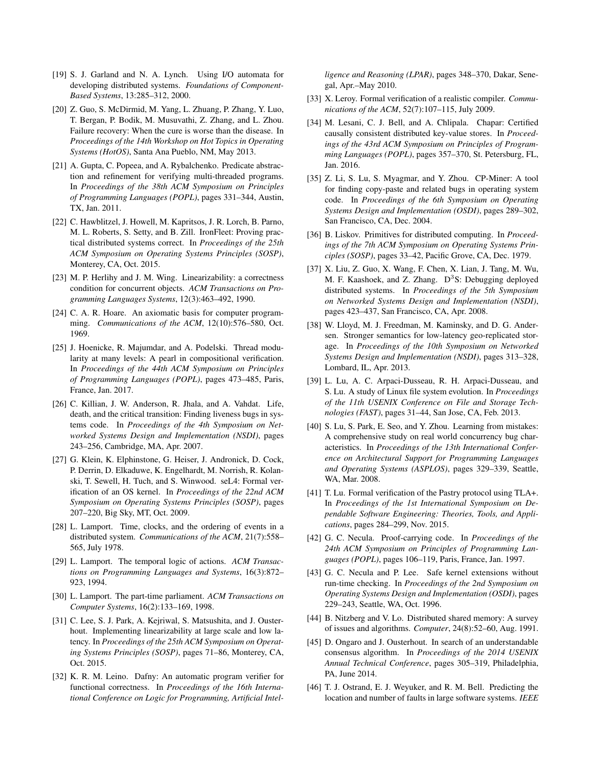[19] S. J. Garland and N. A. Lynch. Using I/O automata for developing distributed systems. *Foundations of Component-Based Systems*, 13:285–312, 2000.

[20] Z. Guo, S. McDirmid, M. Yang, L. Zhuang, P. Zhang, Y. Luo, T. Bergan, P. Bodik, M. Musuvathi, Z. Zhang, and L. Zhou. Failure recovery: When the cure is worse than the disease. In *Proceedings of the 14th Workshop on Hot Topics in Operating Systems (HotOS)*, Santa Ana Pueblo, NM, May 2013.

[21] A. Gupta, C. Popeea, and A. Rybalchenko. Predicate abstraction and refinement for verifying multi-threaded programs. In *Proceedings of the 38th ACM Symposium on Principles of Programming Languages (POPL)*, pages 331–344, Austin, TX, Jan. 2011.

[22] C. Hawblitzel, J. Howell, M. Kapritsos, J. R. Lorch, B. Parno, M. L. Roberts, S. Setty, and B. Zill. IronFleet: Proving practical distributed systems correct. In *Proceedings of the 25th ACM Symposium on Operating Systems Principles (SOSP)*, Monterey, CA, Oct. 2015.

[23] M. P. Herlihy and J. M. Wing. Linearizability: a correctness condition for concurrent objects. *ACM Transactions on Programming Languages Systems*, 12(3):463–492, 1990.

[24] C. A. R. Hoare. An axiomatic basis for computer programming. *Communications of the ACM*, 12(10):576–580, Oct. 1969.

[25] J. Hoenicke, R. Majumdar, and A. Podelski. Thread modularity at many levels: A pearl in compositional verification. In *Proceedings of the 44th ACM Symposium on Principles of Programming Languages (POPL)*, pages 473–485, Paris, France, Jan. 2017.

[26] C. Killian, J. W. Anderson, R. Jhala, and A. Vahdat. Life, death, and the critical transition: Finding liveness bugs in systems code. In *Proceedings of the 4th Symposium on Networked Systems Design and Implementation (NSDI)*, pages 243–256, Cambridge, MA, Apr. 2007.

[27] G. Klein, K. Elphinstone, G. Heiser, J. Andronick, D. Cock, P. Derrin, D. Elkaduwe, K. Engelhardt, M. Norrish, R. Kolanski, T. Sewell, H. Tuch, and S. Winwood. seL4: Formal verification of an OS kernel. In *Proceedings of the 22nd ACM Symposium on Operating Systems Principles (SOSP)*, pages 207–220, Big Sky, MT, Oct. 2009.

[28] L. Lamport. Time, clocks, and the ordering of events in a distributed system. *Communications of the ACM*, 21(7):558–565, July 1978.

[29] L. Lamport. The temporal logic of actions. *ACM Transactions on Programming Languages and Systems*, 16(3):872–923, 1994.

[30] L. Lamport. The part-time parliament. *ACM Transactions on Computer Systems*, 16(2):133–169, 1998.

[31] C. Lee, S. J. Park, A. Kejriwal, S. Matsushita, and J. Ousterhout. Implementing linearizability at large scale and low latency. In *Proceedings of the 25th ACM Symposium on Operating Systems Principles (SOSP)*, pages 71–86, Monterey, CA, Oct. 2015.

[32] K. R. M. Leino. Dafny: An automatic program verifier for functional correctness. In *Proceedings of the 16th International Conference on Logic for Programming, Artificial Intelligence and Reasoning (LPAR)*, pages 348–370, Dakar, Senegal, Apr.–May 2010.

[33] X. Leroy. Formal verification of a realistic compiler. *Communications of the ACM*, 52(7):107–115, July 2009.

[34] M. Lesani, C. J. Bell, and A. Chlipala. Chapar: Certified causally consistent distributed key-value stores. In *Proceedings of the 43rd ACM Symposium on Principles of Programming Languages (POPL)*, pages 357–370, St. Petersburg, FL, Jan. 2016.

[35] Z. Li, S. Lu, S. Myagmar, and Y. Zhou. CP-Miner: A tool for finding copy-paste and related bugs in operating system code. In *Proceedings of the 6th Symposium on Operating Systems Design and Implementation (OSDI)*, pages 289–302, San Francisco, CA, Dec. 2004.

[36] B. Liskov. Primitives for distributed computing. In *Proceedings of the 7th ACM Symposium on Operating Systems Principles (SOSP)*, pages 33–42, Pacific Grove, CA, Dec. 1979.

[37] X. Liu, Z. Guo, X. Wang, F. Chen, X. Lian, J. Tang, M. Wu, M. F. Kaashoek, and Z. Zhang. $D^3S$: Debugging deployed distributed systems. In *Proceedings of the 5th Symposium on Networked Systems Design and Implementation (NSDI)*, pages 423–437, San Francisco, CA, Apr. 2008.

[38] W. Lloyd, M. J. Freedman, M. Kaminsky, and D. G. Andersen. Stronger semantics for low-latency geo-replicated storage. In *Proceedings of the 10th Symposium on Networked Systems Design and Implementation (NSDI)*, pages 313–328, Lombard, IL, Apr. 2013.

[39] L. Lu, A. C. Arpaci-Dusseau, R. H. Arpaci-Dusseau, and S. Lu. A study of Linux file system evolution. In *Proceedings of the 11th USENIX Conference on File and Storage Technologies (FAST)*, pages 31–44, San Jose, CA, Feb. 2013.

[40] S. Lu, S. Park, E. Seo, and Y. Zhou. Learning from mistakes: A comprehensive study on real world concurrency bug characteristics. In *Proceedings of the 13th International Conference on Architectural Support for Programming Languages and Operating Systems (ASPLOS)*, pages 329–339, Seattle, WA, Mar. 2008.

[41] T. Lu. Formal verification of the Pastry protocol using TLA+. In *Proceedings of the 1st International Symposium on Dependable Software Engineering: Theories, Tools, and Applications*, pages 284–299, Nov. 2015.

[42] G. C. Necula. Proof-carrying code. In *Proceedings of the 24th ACM Symposium on Principles of Programming Languages (POPL)*, pages 106–119, Paris, France, Jan. 1997.

[43] G. C. Necula and P. Lee. Safe kernel extensions without run-time checking. In *Proceedings of the 2nd Symposium on Operating Systems Design and Implementation (OSDI)*, pages 229–243, Seattle, WA, Oct. 1996.

[44] B. Nitzberg and V. Lo. Distributed shared memory: A survey of issues and algorithms. *Computer*, 24(8):52–60, Aug. 1991.

[45] D. Ongaro and J. Ousterhout. In search of an understandable consensus algorithm. In *Proceedings of the 2014 USENIX Annual Technical Conference*, pages 305–319, Philadelphia, PA, June 2014.

[46] T. J. Ostrand, E. J. Weyuker, and R. M. Bell. Predicting the location and number of faults in large software systems. *IEEE*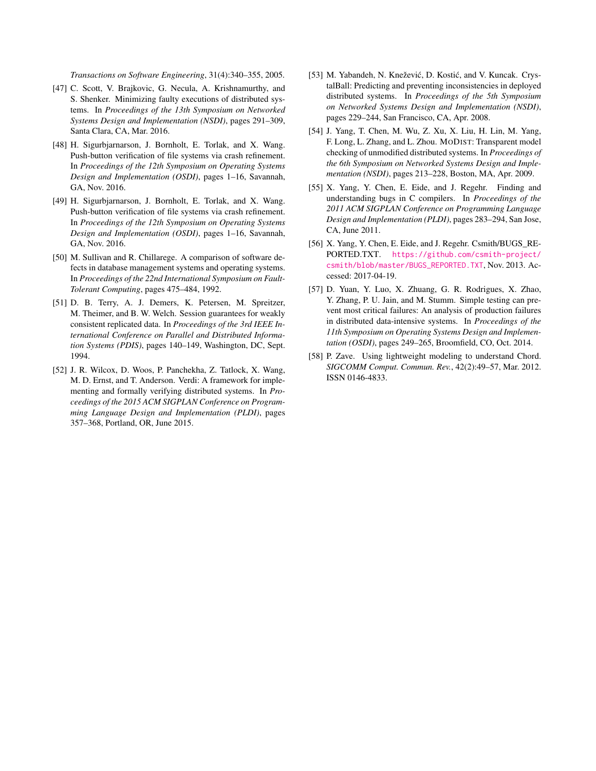*Transactions on Software Engineering*, 31(4):340–355, 2005.

[47] C. Scott, V. Brajkovic, G. Necula, A. Krishnamurthy, and S. Shenker. Minimizing faulty executions of distributed systems. In *Proceedings of the 13th Symposium on Networked Systems Design and Implementation (NSDI)*, pages 291–309, Santa Clara, CA, Mar. 2016.

[48] H. Sigurbjarnarson, J. Bornholt, E. Torlak, and X. Wang. Push-button verification of file systems via crash refinement. In *Proceedings of the 12th Symposium on Operating Systems Design and Implementation (OSDI)*, pages 1–16, Savannah, GA, Nov. 2016.

[49] H. Sigurbjarnarson, J. Bornholt, E. Torlak, and X. Wang. Push-button verification of file systems via crash refinement. In *Proceedings of the 12th Symposium on Operating Systems Design and Implementation (OSDI)*, pages 1–16, Savannah, GA, Nov. 2016.

[50] M. Sullivan and R. Chillarege. A comparison of software defects in database management systems and operating systems. In *Proceedings of the 22nd International Symposium on Fault-Tolerant Computing*, pages 475–484, 1992.

[51] D. B. Terry, A. J. Demers, K. Petersen, M. Spreitzer, M. Theimer, and B. W. Welch. Session guarantees for weakly consistent replicated data. In *Proceedings of the 3rd IEEE International Conference on Parallel and Distributed Information Systems (PDIS)*, pages 140–149, Washington, DC, Sept. 1994.

[52] J. R. Wilcox, D. Woos, P. Panchekha, Z. Tatlock, X. Wang, M. D. Ernst, and T. Anderson. Verdi: A framework for implementing and formally verifying distributed systems. In *Proceedings of the 2015 ACM SIGPLAN Conference on Programming Language Design and Implementation (PLDI)*, pages 357–368, Portland, OR, June 2015.

[53] M. Yabandeh, N. Knežević, D. Kostić, and V. Kuncak. CrystalBall: Predicting and preventing inconsistencies in deployed distributed systems. In *Proceedings of the 5th Symposium on Networked Systems Design and Implementation (NSDI)*, pages 229–244, San Francisco, CA, Apr. 2008.

[54] J. Yang, T. Chen, M. Wu, Z. Xu, X. Liu, H. Lin, M. Yang, F. Long, L. Zhang, and L. Zhou. MODIST: Transparent model checking of unmodified distributed systems. In *Proceedings of the 6th Symposium on Networked Systems Design and Implementation (NSDI)*, pages 213–228, Boston, MA, Apr. 2009.

[55] X. Yang, Y. Chen, E. Eide, and J. Regehr. Finding and understanding bugs in C compilers. In *Proceedings of the 2011 ACM SIGPLAN Conference on Programming Language Design and Implementation (PLDI)*, pages 283–294, San Jose, CA, June 2011.

[56] X. Yang, Y. Chen, E. Eide, and J. Regehr. Csmith/BUGS_REPORTED.TXT. https://github.com/csmith-project/csmith/blob/master/BUGS_REPORTED.TXT, Nov. 2013. Accessed: 2017-04-19.

[57] D. Yuan, Y. Luo, X. Zhuang, G. R. Rodrigues, X. Zhao, Y. Zhang, P. U. Jain, and M. Stumm. Simple testing can prevent most critical failures: An analysis of production failures in distributed data-intensive systems. In *Proceedings of the 11th Symposium on Operating Systems Design and Implementation (OSDI)*, pages 249–265, Broomfield, CO, Oct. 2014.

[58] P. Zave. Using lightweight modeling to understand Chord. *SIGCOMM Comput. Commun. Rev.*, 42(2):49–57, Mar. 2012. ISSN 0146-4833.